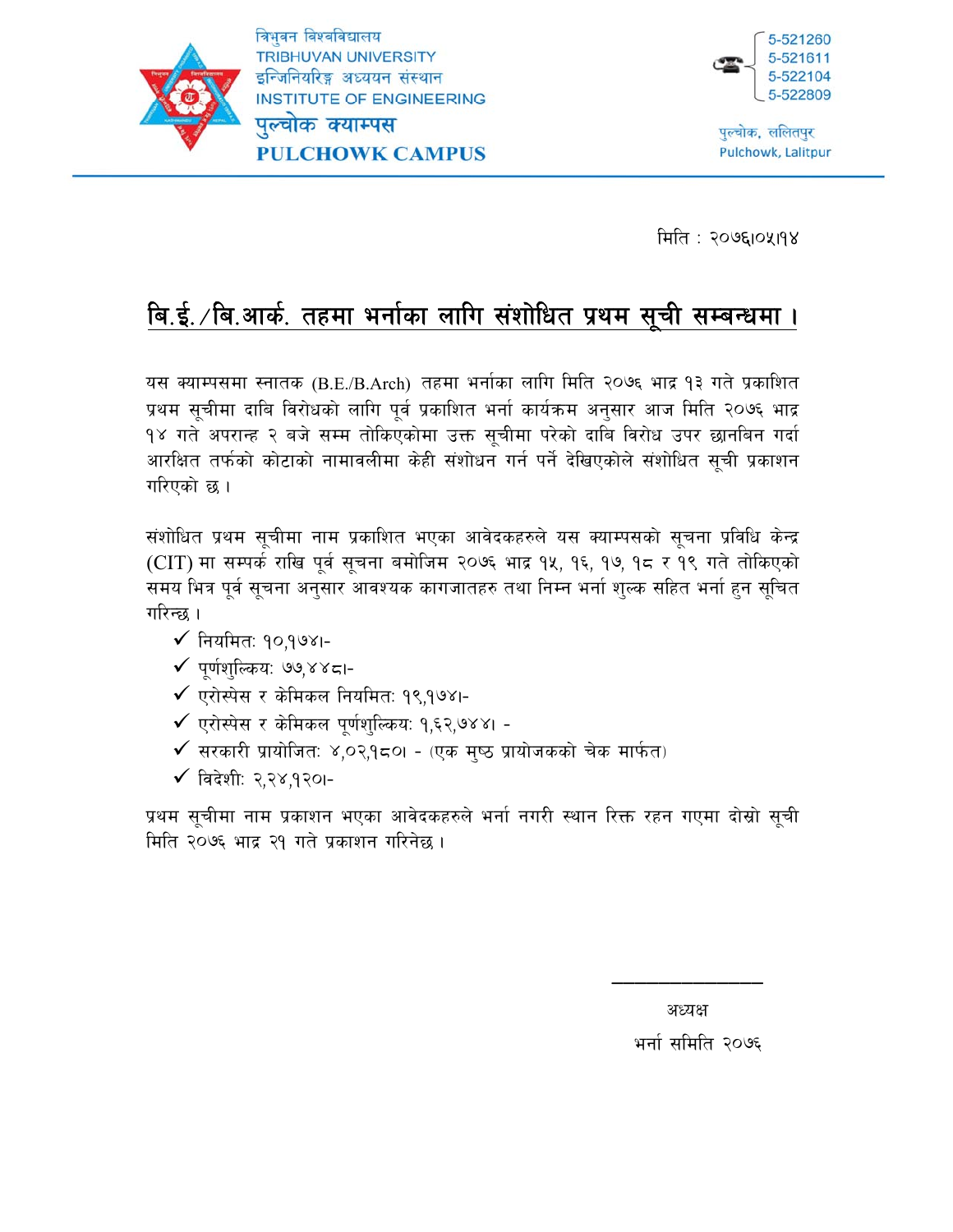त्रिभुवन विश्वविद्यालय
TRIBHUVAN UNIVERSITY
इन्जिनियरिङ्ग अध्ययन संस्थान
INSTITUTE OF ENGINEERING
पुल्चोक क्याम्पस
PULCHOWK CAMPUS

5-521260
5-521611
5-522104
5-522809

पुल्चोक, ललितपुर
Pulchowk, Lalitpur

मिति : २०७६।०५।१४

## बि.ई./बि.आर्क. तहमा भर्नाका लागि संशोधित प्रथम सूची सम्बन्धमा ।

यस क्याम्पसमा स्नातक (B.E./B.Arch) तहमा भर्नाका लागि मिति २०७६ भाद्र १३ गते प्रकाशित प्रथम सूचीमा दाबि विरोधको लागि पूर्व प्रकाशित भर्ना कार्यक्रम अनुसार आज मिति २०७६ भाद्र १४ गते अपरान्ह २ बजे सम्म तोकिएकोमा उक्त सूचीमा परेको दाबि विरोध उपर छानबिन गर्दा आरक्षित तर्फको कोटाको नामावलीमा केही संशोधन गर्न पर्ने देखिएकोले संशोधित सूची प्रकाशन गरिएको छ ।

संशोधित प्रथम सूचीमा नाम प्रकाशित भएका आवेदकहरुले यस क्याम्पसको सूचना प्रविधि केन्द्र (CIT) मा सम्पर्क राखि पूर्व सूचना बमोजिम २०७६ भाद्र १५, १६, १७, १८ र १९ गते तोकिएको समय भित्र पूर्व सूचना अनुसार आवश्यक कागजातहरु तथा निम्न भर्ना शुल्क सहित भर्ना हुन सूचित गरिन्छ ।

- ✓ नियमित: १०,१७४।-
- ✓ पूर्णशुल्किय: ७७,४४८।-
- ✓ एरोस्पेस र केमिकल नियमित: १९,१७४।-
- ✓ एरोस्पेस र केमिकल पूर्णशुल्किय: १,६२,७४४। -
- ✓ सरकारी प्रायोजित: ४,०२,१८०। - (एक मुष्ठ प्रायोजकको चेक मार्फत)
- ✓ विदेशी: २,२४,१२०।-

प्रथम सूचीमा नाम प्रकाशन भएका आवेदकहरुले भर्ना नगरी स्थान रिक्त रहन गएमा दोस्रो सूची मिति २०७६ भाद्र २१ गते प्रकाशन गरिनेछ ।

अध्यक्ष
भर्ना समिति २०७६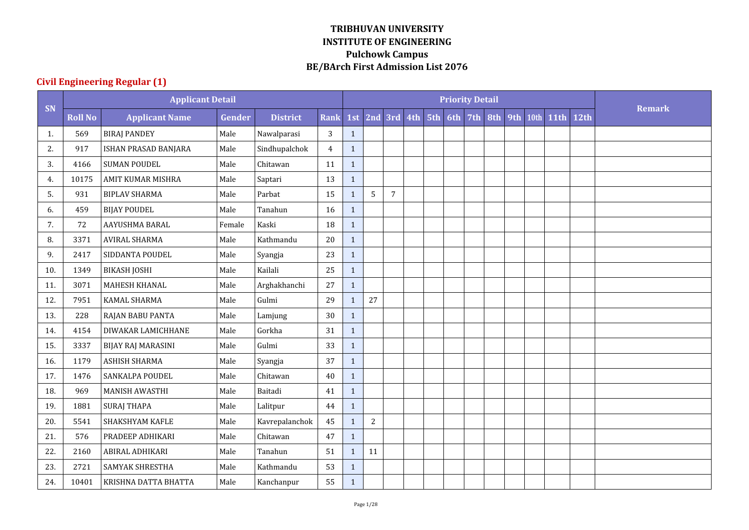# TRIBHUVAN UNIVERSITY
# INSTITUTE OF ENGINEERING
# Pulchowk Campus
# BE/BArch First Admission List 2076

## Civil Engineering Regular (1)

| SN | Applicant Detail | | | | | Priority Detail | | | | | | | | | | | | Remark |
|---|---|---|---|---|---|---|---|---|---|---|---|---|---|---|---|---|---|---|
| | Roll No | Applicant Name | Gender | District | Rank | 1st | 2nd | 3rd | 4th | 5th | 6th | 7th | 8th | 9th | 10th | 11th | 12th | |
| 1. | 569 | BIRAJ PANDEY | Male | Nawalparasi | 3 | 1 | | | | | | | | | | | | |
| 2. | 917 | ISHAN PRASAD BANJARA | Male | Sindhupalchok | 4 | 1 | | | | | | | | | | | | |
| 3. | 4166 | SUMAN POUDEL | Male | Chitawan | 11 | 1 | | | | | | | | | | | | |
| 4. | 10175 | AMIT KUMAR MISHRA | Male | Saptari | 13 | 1 | | | | | | | | | | | | |
| 5. | 931 | BIPLAV SHARMA | Male | Parbat | 15 | 1 | 5 | 7 | | | | | | | | | | |
| 6. | 459 | BIJAY POUDEL | Male | Tanahun | 16 | 1 | | | | | | | | | | | | |
| 7. | 72 | AAYUSHMA BARAL | Female | Kaski | 18 | 1 | | | | | | | | | | | | |
| 8. | 3371 | AVIRAL SHARMA | Male | Kathmandu | 20 | 1 | | | | | | | | | | | | |
| 9. | 2417 | SIDDANTA POUDEL | Male | Syangja | 23 | 1 | | | | | | | | | | | | |
| 10. | 1349 | BIKASH JOSHI | Male | Kailali | 25 | 1 | | | | | | | | | | | | |
| 11. | 3071 | MAHESH KHANAL | Male | Arghakhanchi | 27 | 1 | | | | | | | | | | | | |
| 12. | 7951 | KAMAL SHARMA | Male | Gulmi | 29 | 1 | 27 | | | | | | | | | | | |
| 13. | 228 | RAJAN BABU PANTA | Male | Lamjung | 30 | 1 | | | | | | | | | | | | |
| 14. | 4154 | DIWAKAR LAMICHHANE | Male | Gorkha | 31 | 1 | | | | | | | | | | | | |
| 15. | 3337 | BIJAY RAJ MARASINI | Male | Gulmi | 33 | 1 | | | | | | | | | | | | |
| 16. | 1179 | ASHISH SHARMA | Male | Syangja | 37 | 1 | | | | | | | | | | | | |
| 17. | 1476 | SANKALPA POUDEL | Male | Chitawan | 40 | 1 | | | | | | | | | | | | |
| 18. | 969 | MANISH AWASTHI | Male | Baitadi | 41 | 1 | | | | | | | | | | | | |
| 19. | 1881 | SURAJ THAPA | Male | Lalitpur | 44 | 1 | | | | | | | | | | | | |
| 20. | 5541 | SHAKSHYAM KAFLE | Male | Kavrepalanchok | 45 | 1 | 2 | | | | | | | | | | | |
| 21. | 576 | PRADEEP ADHIKARI | Male | Chitawan | 47 | 1 | | | | | | | | | | | | |
| 22. | 2160 | ABIRAL ADHIKARI | Male | Tanahun | 51 | 1 | 11 | | | | | | | | | | | |
| 23. | 2721 | SAMYAK SHRESTHA | Male | Kathmandu | 53 | 1 | | | | | | | | | | | | |
| 24. | 10401 | KRISHNA DATTA BHATTA | Male | Kanchanpur | 55 | 1 | | | | | | | | | | | | |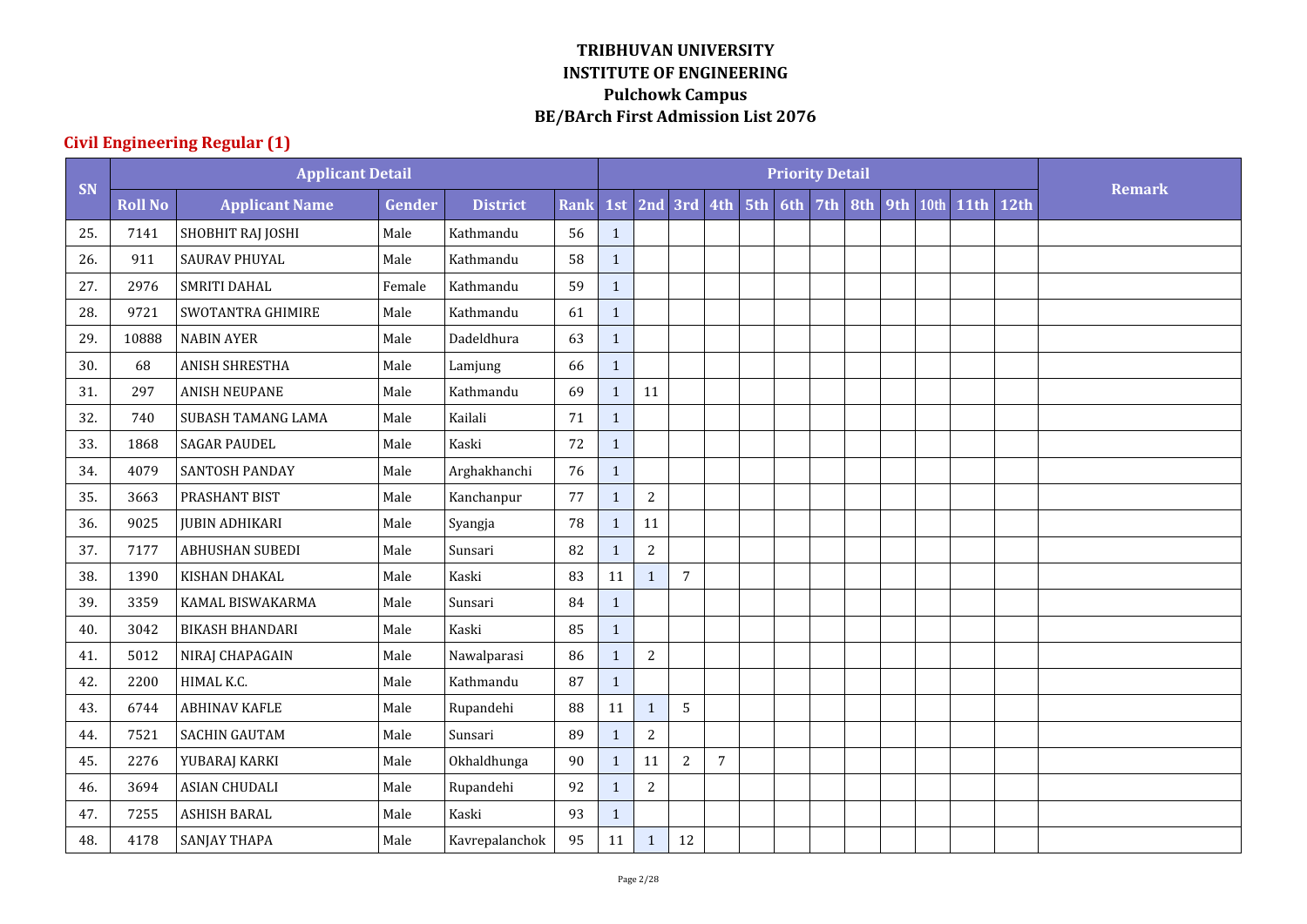# TRIBHUVAN UNIVERSITY
# INSTITUTE OF ENGINEERING
# Pulchowk Campus
# BE/BArch First Admission List 2076

## Civil Engineering Regular (1)

| SN | Applicant Detail | | | | | Priority Detail | | | | | | | | | | | | Remark |
|---|---|---|---|---|---|---|---|---|---|---|---|---|---|---|---|---|---|---|
| | Roll No | Applicant Name | Gender | District | Rank | 1st | 2nd | 3rd | 4th | 5th | 6th | 7th | 8th | 9th | 10th | 11th | 12th | |
| 25. | 7141 | SHOBHIT RAJ JOSHI | Male | Kathmandu | 56 | 1 | | | | | | | | | | | | |
| 26. | 911 | SAURAV PHUYAL | Male | Kathmandu | 58 | 1 | | | | | | | | | | | | |
| 27. | 2976 | SMRITI DAHAL | Female | Kathmandu | 59 | 1 | | | | | | | | | | | | |
| 28. | 9721 | SWOTANTRA GHIMIRE | Male | Kathmandu | 61 | 1 | | | | | | | | | | | | |
| 29. | 10888 | NABIN AYER | Male | Dadeldhura | 63 | 1 | | | | | | | | | | | | |
| 30. | 68 | ANISH SHRESTHA | Male | Lamjung | 66 | 1 | | | | | | | | | | | | |
| 31. | 297 | ANISH NEUPANE | Male | Kathmandu | 69 | 1 | 11 | | | | | | | | | | | |
| 32. | 740 | SUBASH TAMANG LAMA | Male | Kailali | 71 | 1 | | | | | | | | | | | | |
| 33. | 1868 | SAGAR PAUDEL | Male | Kaski | 72 | 1 | | | | | | | | | | | | |
| 34. | 4079 | SANTOSH PANDAY | Male | Arghakhanchi | 76 | 1 | | | | | | | | | | | | |
| 35. | 3663 | PRASHANT BIST | Male | Kanchanpur | 77 | 1 | 2 | | | | | | | | | | | |
| 36. | 9025 | JUBIN ADHIKARI | Male | Syangja | 78 | 1 | 11 | | | | | | | | | | | |
| 37. | 7177 | ABHUSHAN SUBEDI | Male | Sunsari | 82 | 1 | 2 | | | | | | | | | | | |
| 38. | 1390 | KISHAN DHAKAL | Male | Kaski | 83 | 11 | 1 | 7 | | | | | | | | | | |
| 39. | 3359 | KAMAL BISWAKARMA | Male | Sunsari | 84 | 1 | | | | | | | | | | | | |
| 40. | 3042 | BIKASH BHANDARI | Male | Kaski | 85 | 1 | | | | | | | | | | | | |
| 41. | 5012 | NIRAJ CHAPAGAIN | Male | Nawalparasi | 86 | 1 | 2 | | | | | | | | | | | |
| 42. | 2200 | HIMAL K.C. | Male | Kathmandu | 87 | 1 | | | | | | | | | | | | |
| 43. | 6744 | ABHINAV KAFLE | Male | Rupandehi | 88 | 11 | 1 | 5 | | | | | | | | | | |
| 44. | 7521 | SACHIN GAUTAM | Male | Sunsari | 89 | 1 | 2 | | | | | | | | | | | |
| 45. | 2276 | YUBARAJ KARKI | Male | Okhaldhunga | 90 | 1 | 11 | 2 | 7 | | | | | | | | | |
| 46. | 3694 | ASIAN CHUDALI | Male | Rupandehi | 92 | 1 | 2 | | | | | | | | | | | |
| 47. | 7255 | ASHISH BARAL | Male | Kaski | 93 | 1 | | | | | | | | | | | | |
| 48. | 4178 | SANJAY THAPA | Male | Kavrepalanchok | 95 | 11 | 1 | 12 | | | | | | | | | | |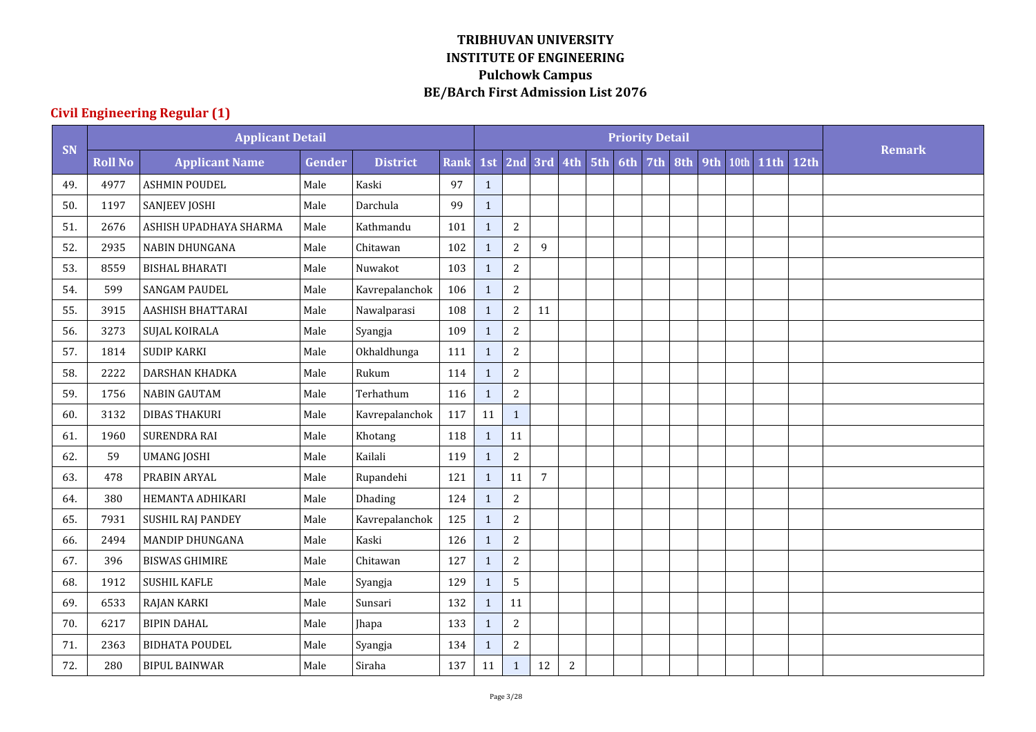# TRIBHUVAN UNIVERSITY
# INSTITUTE OF ENGINEERING
# Pulchowk Campus
# BE/BArch First Admission List 2076

## Civil Engineering Regular (1)

| SN | Applicant Detail | | | | | Priority Detail | | | | | | | | | | | | Remark |
|---|---|---|---|---|---|---|---|---|---|---|---|---|---|---|---|---|---|---|
| | Roll No | Applicant Name | Gender | District | Rank | 1st | 2nd | 3rd | 4th | 5th | 6th | 7th | 8th | 9th | 10th | 11th | 12th | |
| 49. | 4977 | ASHMIN POUDEL | Male | Kaski | 97 | 1 | | | | | | | | | | | | |
| 50. | 1197 | SANJEEV JOSHI | Male | Darchula | 99 | 1 | | | | | | | | | | | | |
| 51. | 2676 | ASHISH UPADHAYA SHARMA | Male | Kathmandu | 101 | 1 | 2 | | | | | | | | | | | |
| 52. | 2935 | NABIN DHUNGANA | Male | Chitawan | 102 | 1 | 2 | 9 | | | | | | | | | | |
| 53. | 8559 | BISHAL BHARATI | Male | Nuwakot | 103 | 1 | 2 | | | | | | | | | | | |
| 54. | 599 | SANGAM PAUDEL | Male | Kavrepalanchok | 106 | 1 | 2 | | | | | | | | | | | |
| 55. | 3915 | AASHISH BHATTARAI | Male | Nawalparasi | 108 | 1 | 2 | 11 | | | | | | | | | | |
| 56. | 3273 | SUJAL KOIRALA | Male | Syangja | 109 | 1 | 2 | | | | | | | | | | | |
| 57. | 1814 | SUDIP KARKI | Male | Okhaldhunga | 111 | 1 | 2 | | | | | | | | | | | |
| 58. | 2222 | DARSHAN KHADKA | Male | Rukum | 114 | 1 | 2 | | | | | | | | | | | |
| 59. | 1756 | NABIN GAUTAM | Male | Terhathum | 116 | 1 | 2 | | | | | | | | | | | |
| 60. | 3132 | DIBAS THAKURI | Male | Kavrepalanchok | 117 | 11 | 1 | | | | | | | | | | | |
| 61. | 1960 | SURENDRA RAI | Male | Khotang | 118 | 1 | 11 | | | | | | | | | | | |
| 62. | 59 | UMANG JOSHI | Male | Kailali | 119 | 1 | 2 | | | | | | | | | | | |
| 63. | 478 | PRABIN ARYAL | Male | Rupandehi | 121 | 1 | 11 | 7 | | | | | | | | | | |
| 64. | 380 | HEMANTA ADHIKARI | Male | Dhading | 124 | 1 | 2 | | | | | | | | | | | |
| 65. | 7931 | SUSHIL RAJ PANDEY | Male | Kavrepalanchok | 125 | 1 | 2 | | | | | | | | | | | |
| 66. | 2494 | MANDIP DHUNGANA | Male | Kaski | 126 | 1 | 2 | | | | | | | | | | | |
| 67. | 396 | BISWAS GHIMIRE | Male | Chitawan | 127 | 1 | 2 | | | | | | | | | | | |
| 68. | 1912 | SUSHIL KAFLE | Male | Syangja | 129 | 1 | 5 | | | | | | | | | | | |
| 69. | 6533 | RAJAN KARKI | Male | Sunsari | 132 | 1 | 11 | | | | | | | | | | | |
| 70. | 6217 | BIPIN DAHAL | Male | Jhapa | 133 | 1 | 2 | | | | | | | | | | | |
| 71. | 2363 | BIDHATA POUDEL | Male | Syangja | 134 | 1 | 2 | | | | | | | | | | | |
| 72. | 280 | BIPUL BAINWAR | Male | Siraha | 137 | 11 | 1 | 12 | 2 | | | | | | | | | |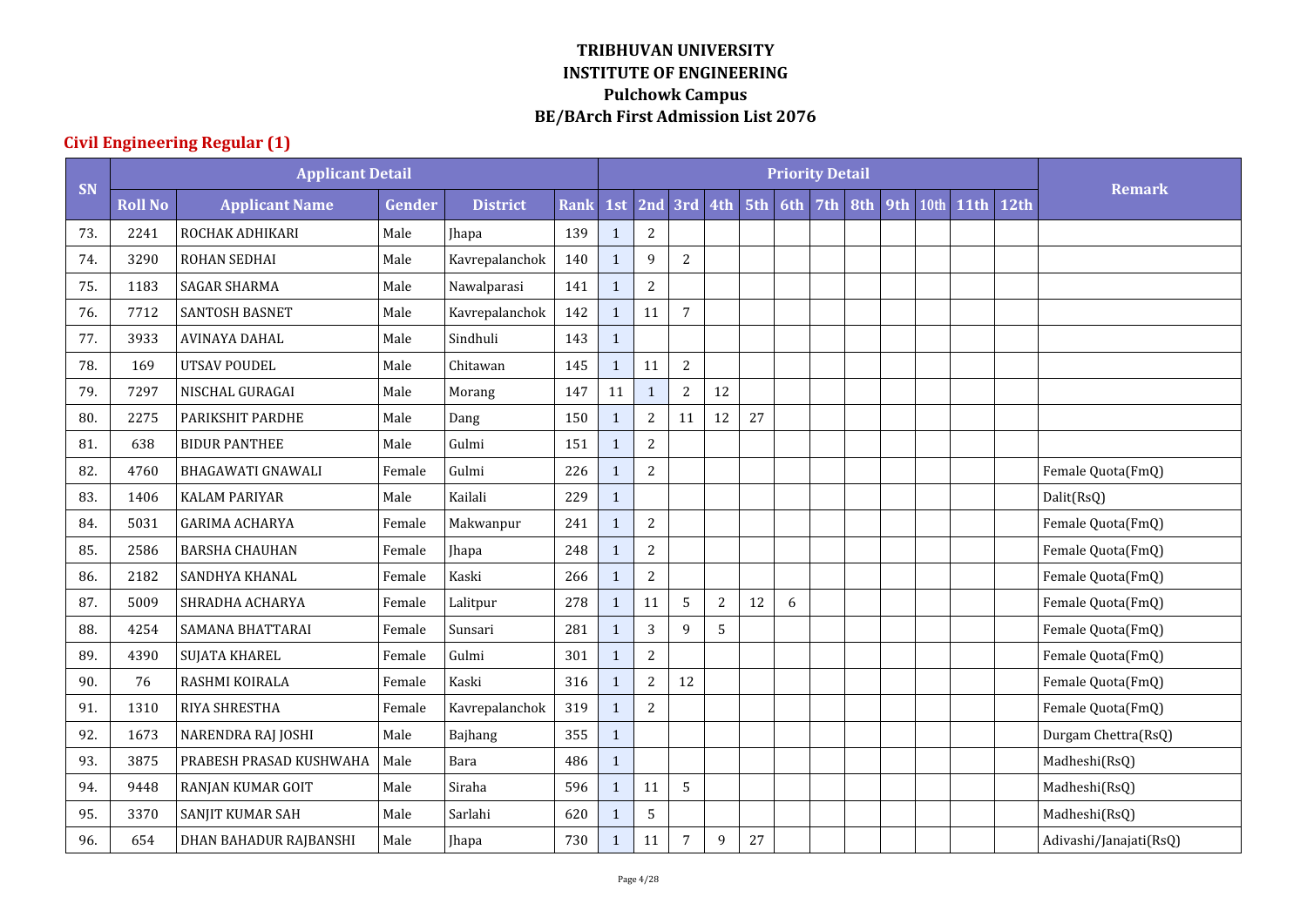# TRIBHUVAN UNIVERSITY
# INSTITUTE OF ENGINEERING
# Pulchowk Campus
# BE/BArch First Admission List 2076

## Civil Engineering Regular (1)

| SN | Applicant Detail | | | | | Priority Detail | | | | | | | | | | | | Remark |
|---|---|---|---|---|---|---|---|---|---|---|---|---|---|---|---|---|---|---|
| | Roll No | Applicant Name | Gender | District | Rank | 1st | 2nd | 3rd | 4th | 5th | 6th | 7th | 8th | 9th | 10th | 11th | 12th | |
| 73. | 2241 | ROCHAK ADHIKARI | Male | Jhapa | 139 | 1 | 2 | | | | | | | | | | | |
| 74. | 3290 | ROHAN SEDHAI | Male | Kavrepalanchok | 140 | 1 | 9 | 2 | | | | | | | | | | |
| 75. | 1183 | SAGAR SHARMA | Male | Nawalparasi | 141 | 1 | 2 | | | | | | | | | | | |
| 76. | 7712 | SANTOSH BASNET | Male | Kavrepalanchok | 142 | 1 | 11 | 7 | | | | | | | | | | |
| 77. | 3933 | AVINAYA DAHAL | Male | Sindhuli | 143 | 1 | | | | | | | | | | | | |
| 78. | 169 | UTSAV POUDEL | Male | Chitawan | 145 | 1 | 11 | 2 | | | | | | | | | | |
| 79. | 7297 | NISCHAL GURAGAI | Male | Morang | 147 | 11 | 1 | 2 | 12 | | | | | | | | | |
| 80. | 2275 | PARIKSHIT PARDHE | Male | Dang | 150 | 1 | 2 | 11 | 12 | 27 | | | | | | | | |
| 81. | 638 | BIDUR PANTHEE | Male | Gulmi | 151 | 1 | 2 | | | | | | | | | | | |
| 82. | 4760 | BHAGAWATI GNAWALI | Female | Gulmi | 226 | 1 | 2 | | | | | | | | | | | Female Quota(FmQ) |
| 83. | 1406 | KALAM PARIYAR | Male | Kailali | 229 | 1 | | | | | | | | | | | | Dalit(RsQ) |
| 84. | 5031 | GARIMA ACHARYA | Female | Makwanpur | 241 | 1 | 2 | | | | | | | | | | | Female Quota(FmQ) |
| 85. | 2586 | BARSHA CHAUHAN | Female | Jhapa | 248 | 1 | 2 | | | | | | | | | | | Female Quota(FmQ) |
| 86. | 2182 | SANDHYA KHANAL | Female | Kaski | 266 | 1 | 2 | | | | | | | | | | | Female Quota(FmQ) |
| 87. | 5009 | SHRADHA ACHARYA | Female | Lalitpur | 278 | 1 | 11 | 5 | 2 | 12 | 6 | | | | | | | Female Quota(FmQ) |
| 88. | 4254 | SAMANA BHATTARAI | Female | Sunsari | 281 | 1 | 3 | 9 | 5 | | | | | | | | | Female Quota(FmQ) |
| 89. | 4390 | SUJATA KHAREL | Female | Gulmi | 301 | 1 | 2 | | | | | | | | | | | Female Quota(FmQ) |
| 90. | 76 | RASHMI KOIRALA | Female | Kaski | 316 | 1 | 2 | 12 | | | | | | | | | | Female Quota(FmQ) |
| 91. | 1310 | RIYA SHRESTHA | Female | Kavrepalanchok | 319 | 1 | 2 | | | | | | | | | | | Female Quota(FmQ) |
| 92. | 1673 | NARENDRA RAJ JOSHI | Male | Bajhang | 355 | 1 | | | | | | | | | | | | Durgam Chettra(RsQ) |
| 93. | 3875 | PRABESH PRASAD KUSHWAHA | Male | Bara | 486 | 1 | | | | | | | | | | | | Madheshi(RsQ) |
| 94. | 9448 | RANJAN KUMAR GOIT | Male | Siraha | 596 | 1 | 11 | 5 | | | | | | | | | | Madheshi(RsQ) |
| 95. | 3370 | SANJIT KUMAR SAH | Male | Sarlahi | 620 | 1 | 5 | | | | | | | | | | | Madheshi(RsQ) |
| 96. | 654 | DHAN BAHADUR RAJBANSHI | Male | Jhapa | 730 | 1 | 11 | 7 | 9 | 27 | | | | | | | | Adivashi/Janajati(RsQ) |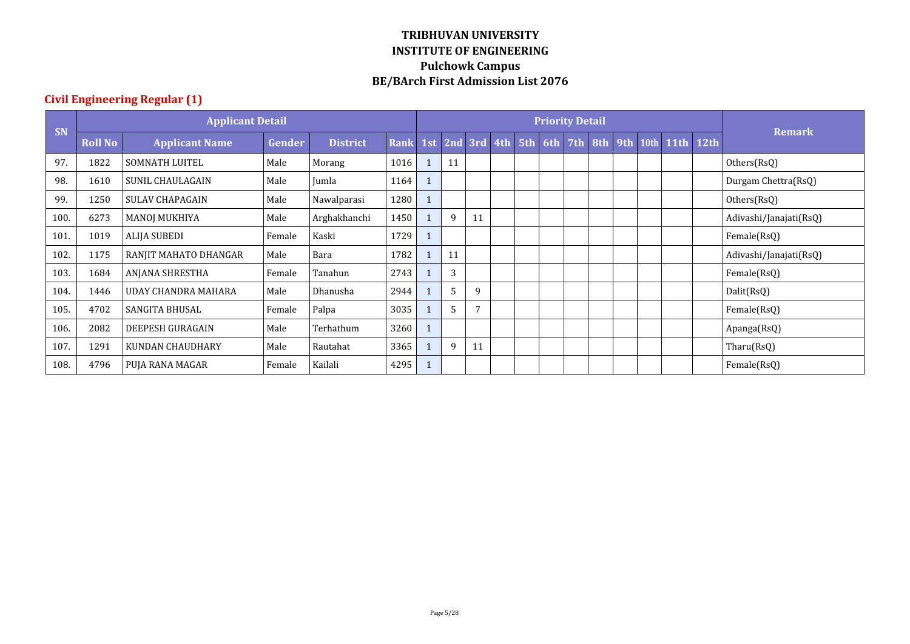# TRIBHUVAN UNIVERSITY
# INSTITUTE OF ENGINEERING
## Pulchowk Campus
## BE/BArch First Admission List 2076

### Civil Engineering Regular (1)

| SN | Applicant Detail | | | | | Priority Detail | | | | | | | | | | | | Remark |
|---|---|---|---|---|---|---|---|---|---|---|---|---|---|---|---|---|---|---|
| | Roll No | Applicant Name | Gender | District | Rank | 1st | 2nd | 3rd | 4th | 5th | 6th | 7th | 8th | 9th | 10th | 11th | 12th | |
| 97. | 1822 | SOMNATH LUITEL | Male | Morang | 1016 | 1 | 11 | | | | | | | | | | | Others(RsQ) |
| 98. | 1610 | SUNIL CHAULAGAIN | Male | Jumla | 1164 | 1 | | | | | | | | | | | | Durgam Chettra(RsQ) |
| 99. | 1250 | SULAV CHAPAGAIN | Male | Nawalparasi | 1280 | 1 | | | | | | | | | | | | Others(RsQ) |
| 100. | 6273 | MANOJ MUKHIYA | Male | Arghakhanchi | 1450 | 1 | 9 | 11 | | | | | | | | | | Adivashi/Janajati(RsQ) |
| 101. | 1019 | ALIJA SUBEDI | Female | Kaski | 1729 | 1 | | | | | | | | | | | | Female(RsQ) |
| 102. | 1175 | RANJIT MAHATO DHANGAR | Male | Bara | 1782 | 1 | 11 | | | | | | | | | | | Adivashi/Janajati(RsQ) |
| 103. | 1684 | ANJANA SHRESTHA | Female | Tanahun | 2743 | 1 | 3 | | | | | | | | | | | Female(RsQ) |
| 104. | 1446 | UDAY CHANDRA MAHARA | Male | Dhanusha | 2944 | 1 | 5 | 9 | | | | | | | | | | Dalit(RsQ) |
| 105. | 4702 | SANGITA BHUSAL | Female | Palpa | 3035 | 1 | 5 | 7 | | | | | | | | | | Female(RsQ) |
| 106. | 2082 | DEEPESH GURAGAIN | Male | Terhathum | 3260 | 1 | | | | | | | | | | | | Apanga(RsQ) |
| 107. | 1291 | KUNDAN CHAUDHARY | Male | Rautahat | 3365 | 1 | 9 | 11 | | | | | | | | | | Tharu(RsQ) |
| 108. | 4796 | PUJA RANA MAGAR | Female | Kailali | 4295 | 1 | | | | | | | | | | | | Female(RsQ) |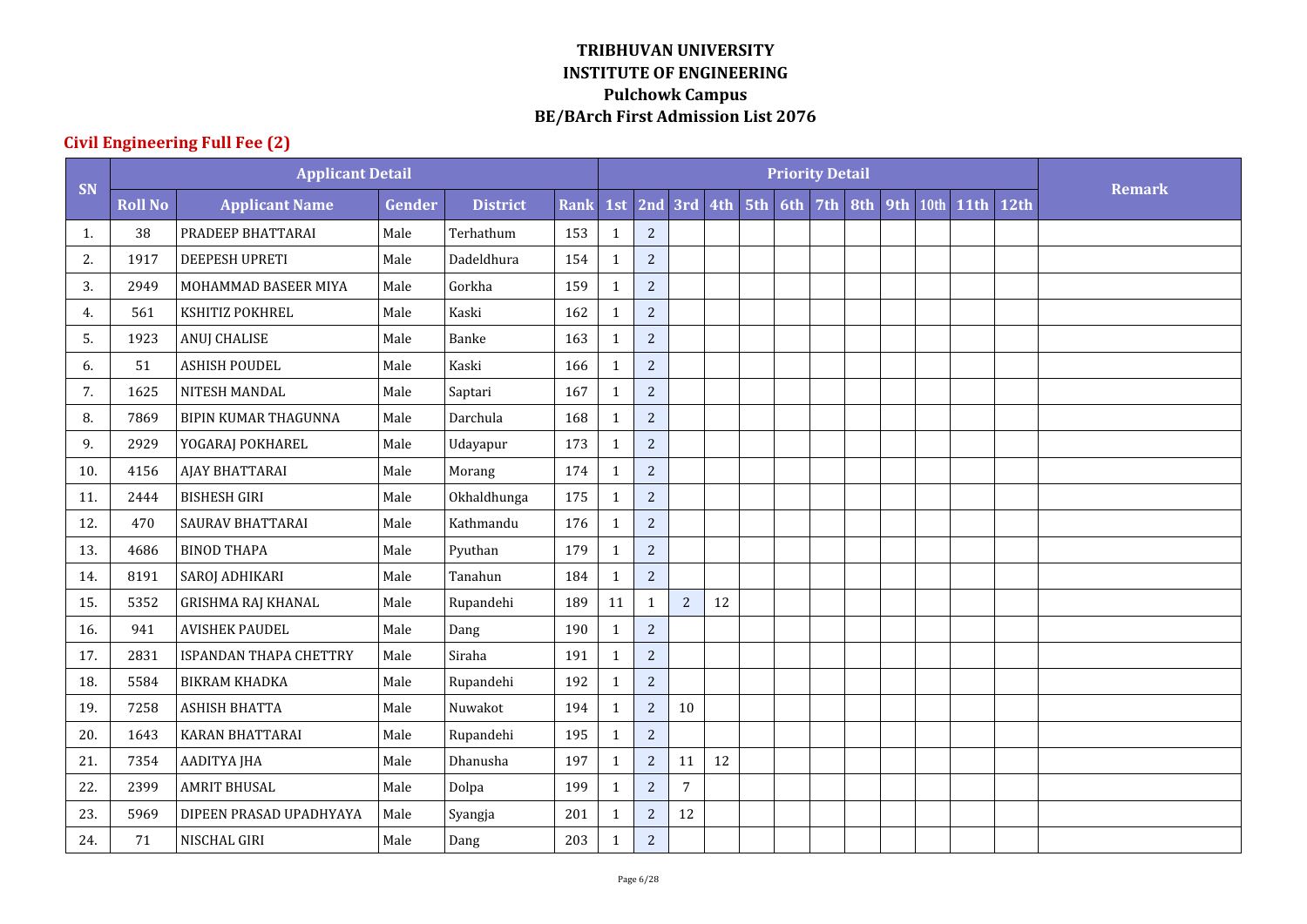# TRIBHUVAN UNIVERSITY
# INSTITUTE OF ENGINEERING
# Pulchowk Campus
# BE/BArch First Admission List 2076

## Civil Engineering Full Fee (2)

| SN | Applicant Detail | | | | | Priority Detail | | | | | | | | | | | | Remark |
|---|---|---|---|---|---|---|---|---|---|---|---|---|---|---|---|---|---|---|
| | Roll No | Applicant Name | Gender | District | Rank | 1st | 2nd | 3rd | 4th | 5th | 6th | 7th | 8th | 9th | 10th | 11th | 12th | |
| 1. | 38 | PRADEEP BHATTARAI | Male | Terhathum | 153 | 1 | 2 | | | | | | | | | | | |
| 2. | 1917 | DEEPESH UPRETI | Male | Dadeldhura | 154 | 1 | 2 | | | | | | | | | | | |
| 3. | 2949 | MOHAMMAD BASEER MIYA | Male | Gorkha | 159 | 1 | 2 | | | | | | | | | | | |
| 4. | 561 | KSHITIZ POKHREL | Male | Kaski | 162 | 1 | 2 | | | | | | | | | | | |
| 5. | 1923 | ANUJ CHALISE | Male | Banke | 163 | 1 | 2 | | | | | | | | | | | |
| 6. | 51 | ASHISH POUDEL | Male | Kaski | 166 | 1 | 2 | | | | | | | | | | | |
| 7. | 1625 | NITESH MANDAL | Male | Saptari | 167 | 1 | 2 | | | | | | | | | | | |
| 8. | 7869 | BIPIN KUMAR THAGUNNA | Male | Darchula | 168 | 1 | 2 | | | | | | | | | | | |
| 9. | 2929 | YOGARAJ POKHAREL | Male | Udayapur | 173 | 1 | 2 | | | | | | | | | | | |
| 10. | 4156 | AJAY BHATTARAI | Male | Morang | 174 | 1 | 2 | | | | | | | | | | | |
| 11. | 2444 | BISHESH GIRI | Male | Okhaldhunga | 175 | 1 | 2 | | | | | | | | | | | |
| 12. | 470 | SAURAV BHATTARAI | Male | Kathmandu | 176 | 1 | 2 | | | | | | | | | | | |
| 13. | 4686 | BINOD THAPA | Male | Pyuthan | 179 | 1 | 2 | | | | | | | | | | | |
| 14. | 8191 | SAROJ ADHIKARI | Male | Tanahun | 184 | 1 | 2 | | | | | | | | | | | |
| 15. | 5352 | GRISHMA RAJ KHANAL | Male | Rupandehi | 189 | 11 | 1 | 2 | 12 | | | | | | | | | |
| 16. | 941 | AVISHEK PAUDEL | Male | Dang | 190 | 1 | 2 | | | | | | | | | | | |
| 17. | 2831 | ISPANDAN THAPA CHETTRY | Male | Siraha | 191 | 1 | 2 | | | | | | | | | | | |
| 18. | 5584 | BIKRAM KHADKA | Male | Rupandehi | 192 | 1 | 2 | | | | | | | | | | | |
| 19. | 7258 | ASHISH BHATTA | Male | Nuwakot | 194 | 1 | 2 | 10 | | | | | | | | | | |
| 20. | 1643 | KARAN BHATTARAI | Male | Rupandehi | 195 | 1 | 2 | | | | | | | | | | | |
| 21. | 7354 | AADITYA JHA | Male | Dhanusha | 197 | 1 | 2 | 11 | 12 | | | | | | | | | |
| 22. | 2399 | AMRIT BHUSAL | Male | Dolpa | 199 | 1 | 2 | 7 | | | | | | | | | | |
| 23. | 5969 | DIPEEN PRASAD UPADHYAYA | Male | Syangja | 201 | 1 | 2 | 12 | | | | | | | | | | |
| 24. | 71 | NISCHAL GIRI | Male | Dang | 203 | 1 | 2 | | | | | | | | | | | |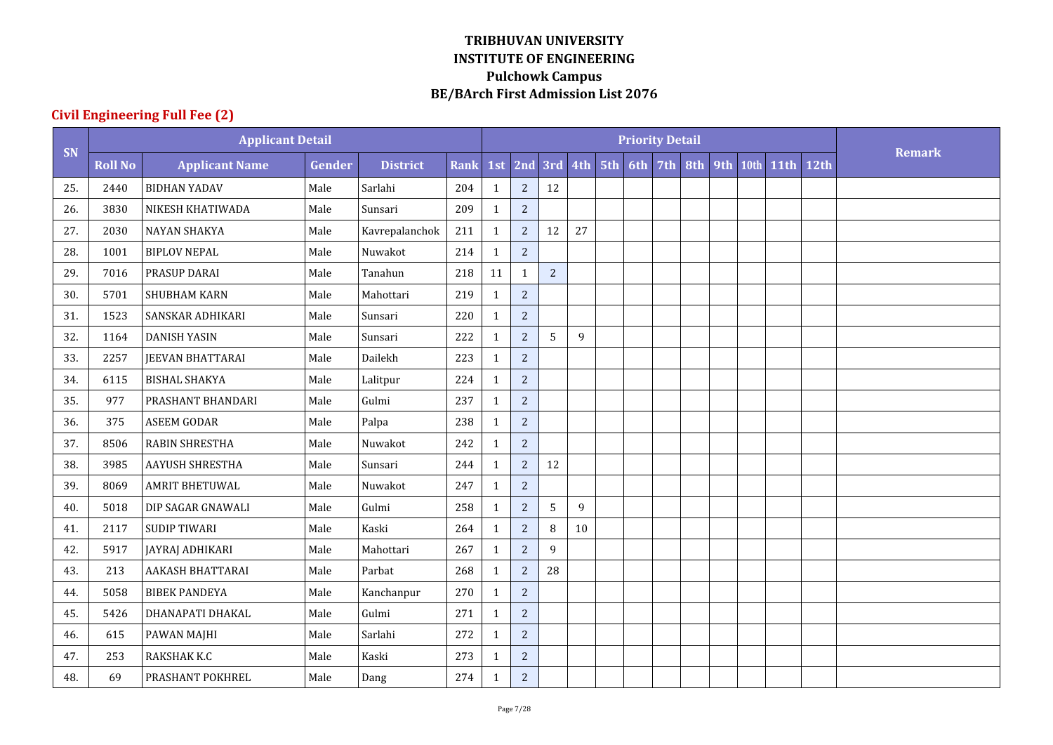**TRIBHUVAN UNIVERSITY**
**INSTITUTE OF ENGINEERING**
**Pulchowk Campus**
**BE/BArch First Admission List 2076**

## Civil Engineering Full Fee (2)

| SN | Applicant Detail | | | | | Priority Detail | | | | | | | | | | | | Remark |
|---|---|---|---|---|---|---|---|---|---|---|---|---|---|---|---|---|---|---|
| | Roll No | Applicant Name | Gender | District | Rank | 1st | 2nd | 3rd | 4th | 5th | 6th | 7th | 8th | 9th | 10th | 11th | 12th | |
| 25. | 2440 | BIDHAN YADAV | Male | Sarlahi | 204 | 1 | 2 | 12 | | | | | | | | | | |
| 26. | 3830 | NIKESH KHATIWADA | Male | Sunsari | 209 | 1 | 2 | | | | | | | | | | | |
| 27. | 2030 | NAYAN SHAKYA | Male | Kavrepalanchok | 211 | 1 | 2 | 12 | 27 | | | | | | | | | |
| 28. | 1001 | BIPLOV NEPAL | Male | Nuwakot | 214 | 1 | 2 | | | | | | | | | | | |
| 29. | 7016 | PRASUP DARAI | Male | Tanahun | 218 | 11 | 1 | 2 | | | | | | | | | | |
| 30. | 5701 | SHUBHAM KARN | Male | Mahottari | 219 | 1 | 2 | | | | | | | | | | | |
| 31. | 1523 | SANSKAR ADHIKARI | Male | Sunsari | 220 | 1 | 2 | | | | | | | | | | | |
| 32. | 1164 | DANISH YASIN | Male | Sunsari | 222 | 1 | 2 | 5 | 9 | | | | | | | | | |
| 33. | 2257 | JEEVAN BHATTARAI | Male | Dailekh | 223 | 1 | 2 | | | | | | | | | | | |
| 34. | 6115 | BISHAL SHAKYA | Male | Lalitpur | 224 | 1 | 2 | | | | | | | | | | | |
| 35. | 977 | PRASHANT BHANDARI | Male | Gulmi | 237 | 1 | 2 | | | | | | | | | | | |
| 36. | 375 | ASEEM GODAR | Male | Palpa | 238 | 1 | 2 | | | | | | | | | | | |
| 37. | 8506 | RABIN SHRESTHA | Male | Nuwakot | 242 | 1 | 2 | | | | | | | | | | | |
| 38. | 3985 | AAYUSH SHRESTHA | Male | Sunsari | 244 | 1 | 2 | 12 | | | | | | | | | | |
| 39. | 8069 | AMRIT BHETUWAL | Male | Nuwakot | 247 | 1 | 2 | | | | | | | | | | | |
| 40. | 5018 | DIP SAGAR GNAWALI | Male | Gulmi | 258 | 1 | 2 | 5 | 9 | | | | | | | | | |
| 41. | 2117 | SUDIP TIWARI | Male | Kaski | 264 | 1 | 2 | 8 | 10 | | | | | | | | | |
| 42. | 5917 | JAYRAJ ADHIKARI | Male | Mahottari | 267 | 1 | 2 | 9 | | | | | | | | | | |
| 43. | 213 | AAKASH BHATTARAI | Male | Parbat | 268 | 1 | 2 | 28 | | | | | | | | | | |
| 44. | 5058 | BIBEK PANDEYA | Male | Kanchanpur | 270 | 1 | 2 | | | | | | | | | | | |
| 45. | 5426 | DHANAPATI DHAKAL | Male | Gulmi | 271 | 1 | 2 | | | | | | | | | | | |
| 46. | 615 | PAWAN MAJHI | Male | Sarlahi | 272 | 1 | 2 | | | | | | | | | | | |
| 47. | 253 | RAKSHAK K.C | Male | Kaski | 273 | 1 | 2 | | | | | | | | | | | |
| 48. | 69 | PRASHANT POKHREL | Male | Dang | 274 | 1 | 2 | | | | | | | | | | | |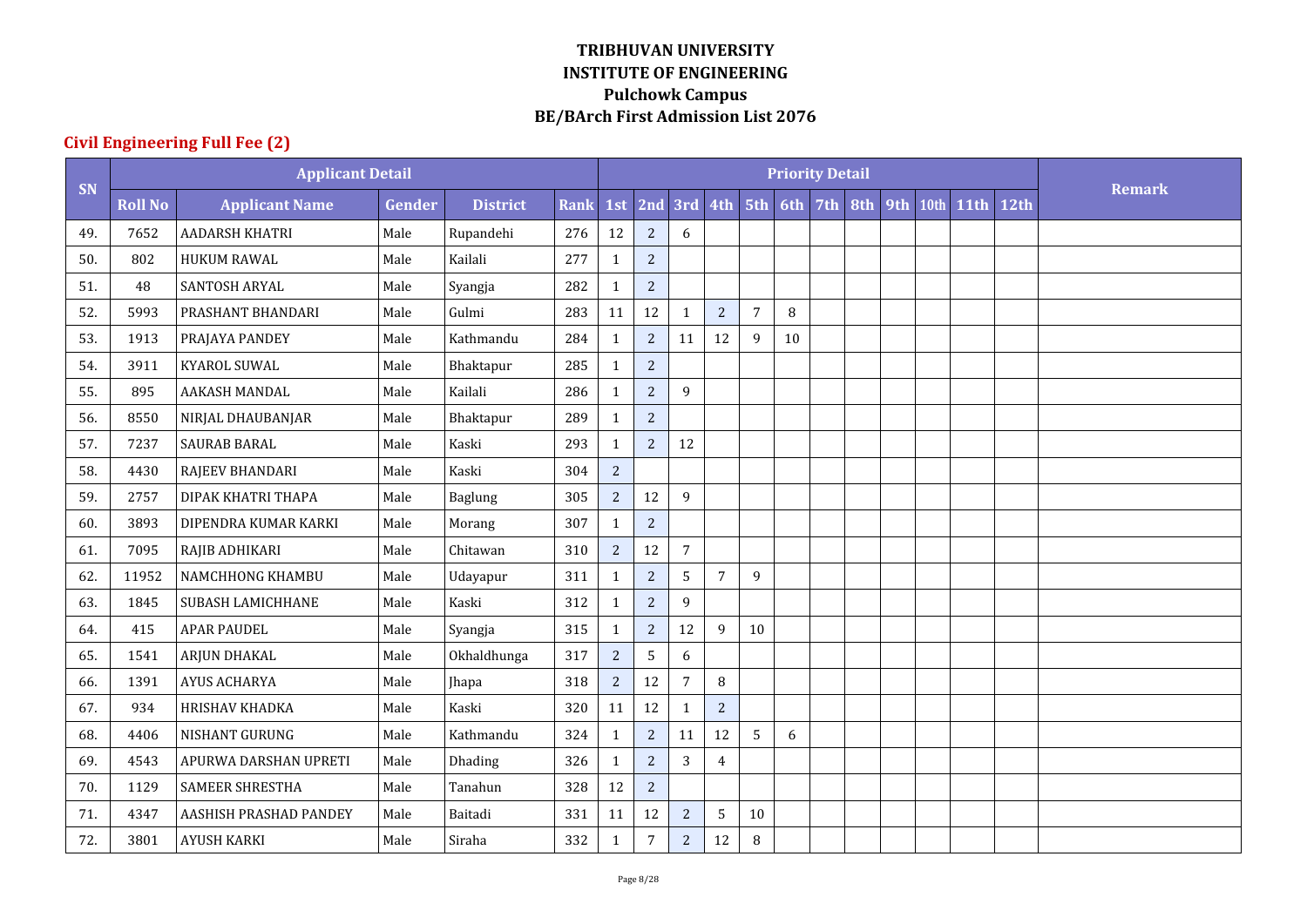**TRIBHUVAN UNIVERSITY**
**INSTITUTE OF ENGINEERING**
**Pulchowk Campus**
**BE/BArch First Admission List 2076**

## Civil Engineering Full Fee (2)

| SN | Applicant Detail | | | | | Priority Detail | | | | | | | | | | | | Remark |
|---|---|---|---|---|---|---|---|---|---|---|---|---|---|---|---|---|---|---|
| | Roll No | Applicant Name | Gender | District | Rank | 1st | 2nd | 3rd | 4th | 5th | 6th | 7th | 8th | 9th | 10th | 11th | 12th | |
| 49. | 7652 | AADARSH KHATRI | Male | Rupandehi | 276 | 12 | 2 | 6 | | | | | | | | | | |
| 50. | 802 | HUKUM RAWAL | Male | Kailali | 277 | 1 | 2 | | | | | | | | | | | |
| 51. | 48 | SANTOSH ARYAL | Male | Syangja | 282 | 1 | 2 | | | | | | | | | | | |
| 52. | 5993 | PRASHANT BHANDARI | Male | Gulmi | 283 | 11 | 12 | 1 | 2 | 7 | 8 | | | | | | | |
| 53. | 1913 | PRAJAYA PANDEY | Male | Kathmandu | 284 | 1 | 2 | 11 | 12 | 9 | 10 | | | | | | | |
| 54. | 3911 | KYAROL SUWAL | Male | Bhaktapur | 285 | 1 | 2 | | | | | | | | | | | |
| 55. | 895 | AAKASH MANDAL | Male | Kailali | 286 | 1 | 2 | 9 | | | | | | | | | | |
| 56. | 8550 | NIRJAL DHAUBANJAR | Male | Bhaktapur | 289 | 1 | 2 | | | | | | | | | | | |
| 57. | 7237 | SAURAB BARAL | Male | Kaski | 293 | 1 | 2 | 12 | | | | | | | | | | |
| 58. | 4430 | RAJEEV BHANDARI | Male | Kaski | 304 | 2 | | | | | | | | | | | | |
| 59. | 2757 | DIPAK KHATRI THAPA | Male | Baglung | 305 | 2 | 12 | 9 | | | | | | | | | | |
| 60. | 3893 | DIPENDRA KUMAR KARKI | Male | Morang | 307 | 1 | 2 | | | | | | | | | | | |
| 61. | 7095 | RAJIB ADHIKARI | Male | Chitawan | 310 | 2 | 12 | 7 | | | | | | | | | | |
| 62. | 11952 | NAMCHHONG KHAMBU | Male | Udayapur | 311 | 1 | 2 | 5 | 7 | 9 | | | | | | | | |
| 63. | 1845 | SUBASH LAMICHHANE | Male | Kaski | 312 | 1 | 2 | 9 | | | | | | | | | | |
| 64. | 415 | APAR PAUDEL | Male | Syangja | 315 | 1 | 2 | 12 | 9 | 10 | | | | | | | | |
| 65. | 1541 | ARJUN DHAKAL | Male | Okhaldhunga | 317 | 2 | 5 | 6 | | | | | | | | | | |
| 66. | 1391 | AYUS ACHARYA | Male | Jhapa | 318 | 2 | 12 | 7 | 8 | | | | | | | | | |
| 67. | 934 | HRISHAV KHADKA | Male | Kaski | 320 | 11 | 12 | 1 | 2 | | | | | | | | | |
| 68. | 4406 | NISHANT GURUNG | Male | Kathmandu | 324 | 1 | 2 | 11 | 12 | 5 | 6 | | | | | | | |
| 69. | 4543 | APURWA DARSHAN UPRETI | Male | Dhading | 326 | 1 | 2 | 3 | 4 | | | | | | | | | |
| 70. | 1129 | SAMEER SHRESTHA | Male | Tanahun | 328 | 12 | 2 | | | | | | | | | | | |
| 71. | 4347 | AASHISH PRASHAD PANDEY | Male | Baitadi | 331 | 11 | 12 | 2 | 5 | 10 | | | | | | | | |
| 72. | 3801 | AYUSH KARKI | Male | Siraha | 332 | 1 | 7 | 2 | 12 | 8 | | | | | | | | |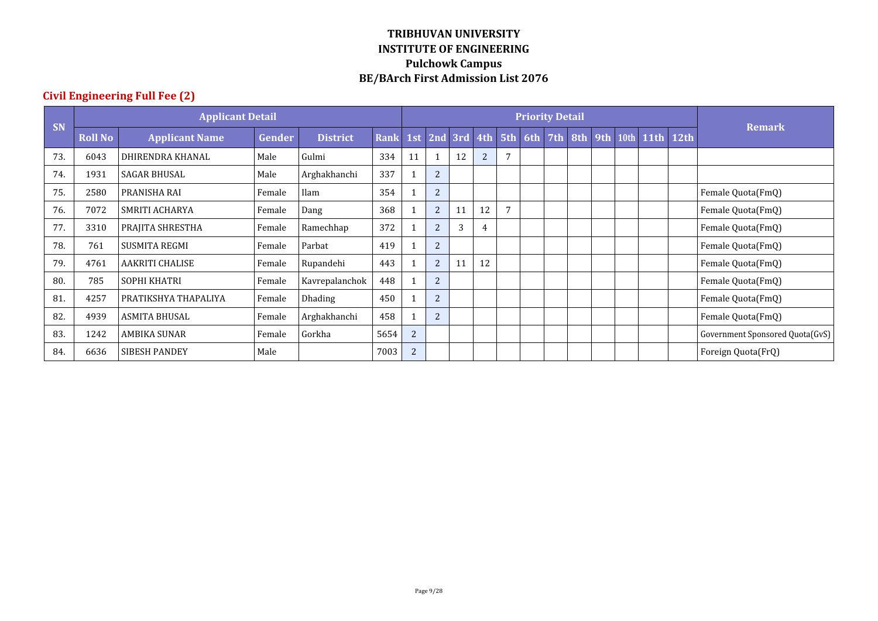# TRIBHUVAN UNIVERSITY
# INSTITUTE OF ENGINEERING
# Pulchowk Campus
# BE/BArch First Admission List 2076

## Civil Engineering Full Fee (2)

| SN | Applicant Detail | | | | | Priority Detail | | | | | | | | | | | | Remark |
|---|---|---|---|---|---|---|---|---|---|---|---|---|---|---|---|---|---|---|
| | Roll No | Applicant Name | Gender | District | Rank | 1st | 2nd | 3rd | 4th | 5th | 6th | 7th | 8th | 9th | 10th | 11th | 12th | |
| 73. | 6043 | DHIRENDRA KHANAL | Male | Gulmi | 334 | 11 | 1 | 12 | 2 | 7 | | | | | | | | |
| 74. | 1931 | SAGAR BHUSAL | Male | Arghakhanchi | 337 | 1 | 2 | | | | | | | | | | | |
| 75. | 2580 | PRANISHA RAI | Female | Ilam | 354 | 1 | 2 | | | | | | | | | | | Female Quota(FmQ) |
| 76. | 7072 | SMRITI ACHARYA | Female | Dang | 368 | 1 | 2 | 11 | 12 | 7 | | | | | | | | Female Quota(FmQ) |
| 77. | 3310 | PRAJITA SHRESTHA | Female | Ramechhap | 372 | 1 | 2 | 3 | 4 | | | | | | | | | Female Quota(FmQ) |
| 78. | 761 | SUSMITA REGMI | Female | Parbat | 419 | 1 | 2 | | | | | | | | | | | Female Quota(FmQ) |
| 79. | 4761 | AAKRITI CHALISE | Female | Rupandehi | 443 | 1 | 2 | 11 | 12 | | | | | | | | | Female Quota(FmQ) |
| 80. | 785 | SOPHI KHATRI | Female | Kavrepalanchok | 448 | 1 | 2 | | | | | | | | | | | Female Quota(FmQ) |
| 81. | 4257 | PRATIKSHYA THAPALIYA | Female | Dhading | 450 | 1 | 2 | | | | | | | | | | | Female Quota(FmQ) |
| 82. | 4939 | ASMITA BHUSAL | Female | Arghakhanchi | 458 | 1 | 2 | | | | | | | | | | | Female Quota(FmQ) |
| 83. | 1242 | AMBIKA SUNAR | Female | Gorkha | 5654 | 2 | | | | | | | | | | | | Government Sponsored Quota(GvS) |
| 84. | 6636 | SIBESH PANDEY | Male | | 7003 | 2 | | | | | | | | | | | | Foreign Quota(FrQ) |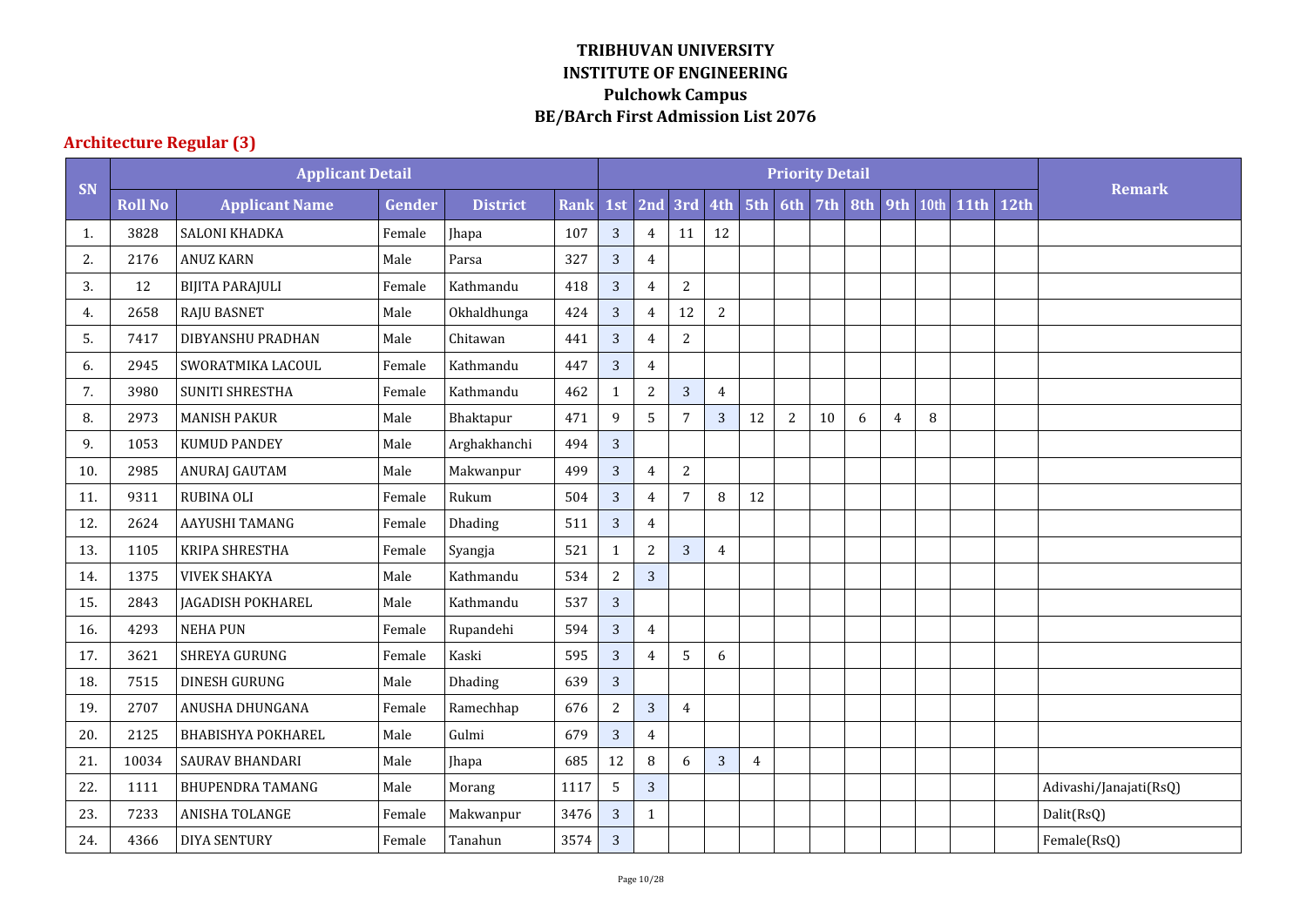# TRIBHUVAN UNIVERSITY
# INSTITUTE OF ENGINEERING
# Pulchowk Campus
# BE/BArch First Admission List 2076

## Architecture Regular (3)

| SN | Applicant Detail | | | | | Priority Detail | | | | | | | | | | | | Remark |
|---|---|---|---|---|---|---|---|---|---|---|---|---|---|---|---|---|---|---|
| | Roll No | Applicant Name | Gender | District | Rank | 1st | 2nd | 3rd | 4th | 5th | 6th | 7th | 8th | 9th | 10th | 11th | 12th | |
| 1. | 3828 | SALONI KHADKA | Female | Jhapa | 107 | 3 | 4 | 11 | 12 | | | | | | | | | |
| 2. | 2176 | ANUZ KARN | Male | Parsa | 327 | 3 | 4 | | | | | | | | | | | |
| 3. | 12 | BIJITA PARAJULI | Female | Kathmandu | 418 | 3 | 4 | 2 | | | | | | | | | | |
| 4. | 2658 | RAJU BASNET | Male | Okhaldhunga | 424 | 3 | 4 | 12 | 2 | | | | | | | | | |
| 5. | 7417 | DIBYANSHU PRADHAN | Male | Chitawan | 441 | 3 | 4 | 2 | | | | | | | | | | |
| 6. | 2945 | SWORATMIKA LACOUL | Female | Kathmandu | 447 | 3 | 4 | | | | | | | | | | | |
| 7. | 3980 | SUNITI SHRESTHA | Female | Kathmandu | 462 | 1 | 2 | 3 | 4 | | | | | | | | | |
| 8. | 2973 | MANISH PAKUR | Male | Bhaktapur | 471 | 9 | 5 | 7 | 3 | 12 | 2 | 10 | 6 | 4 | 8 | | | |
| 9. | 1053 | KUMUD PANDEY | Male | Arghakhanchi | 494 | 3 | | | | | | | | | | | | |
| 10. | 2985 | ANURAJ GAUTAM | Male | Makwanpur | 499 | 3 | 4 | 2 | | | | | | | | | | |
| 11. | 9311 | RUBINA OLI | Female | Rukum | 504 | 3 | 4 | 7 | 8 | 12 | | | | | | | | |
| 12. | 2624 | AAYUSHI TAMANG | Female | Dhading | 511 | 3 | 4 | | | | | | | | | | | |
| 13. | 1105 | KRIPA SHRESTHA | Female | Syangja | 521 | 1 | 2 | 3 | 4 | | | | | | | | | |
| 14. | 1375 | VIVEK SHAKYA | Male | Kathmandu | 534 | 2 | 3 | | | | | | | | | | | |
| 15. | 2843 | JAGADISH POKHAREL | Male | Kathmandu | 537 | 3 | | | | | | | | | | | | |
| 16. | 4293 | NEHA PUN | Female | Rupandehi | 594 | 3 | 4 | | | | | | | | | | | |
| 17. | 3621 | SHREYA GURUNG | Female | Kaski | 595 | 3 | 4 | 5 | 6 | | | | | | | | | |
| 18. | 7515 | DINESH GURUNG | Male | Dhading | 639 | 3 | | | | | | | | | | | | |
| 19. | 2707 | ANUSHA DHUNGANA | Female | Ramechhap | 676 | 2 | 3 | 4 | | | | | | | | | | |
| 20. | 2125 | BHABISHYA POKHAREL | Male | Gulmi | 679 | 3 | 4 | | | | | | | | | | | |
| 21. | 10034 | SAURAV BHANDARI | Male | Jhapa | 685 | 12 | 8 | 6 | 3 | 4 | | | | | | | | |
| 22. | 1111 | BHUPENDRA TAMANG | Male | Morang | 1117 | 5 | 3 | | | | | | | | | | | Adivashi/Janajati(RsQ) |
| 23. | 7233 | ANISHA TOLANGE | Female | Makwanpur | 3476 | 3 | 1 | | | | | | | | | | | Dalit(RsQ) |
| 24. | 4366 | DIYA SENTURY | Female | Tanahun | 3574 | 3 | | | | | | | | | | | | Female(RsQ) |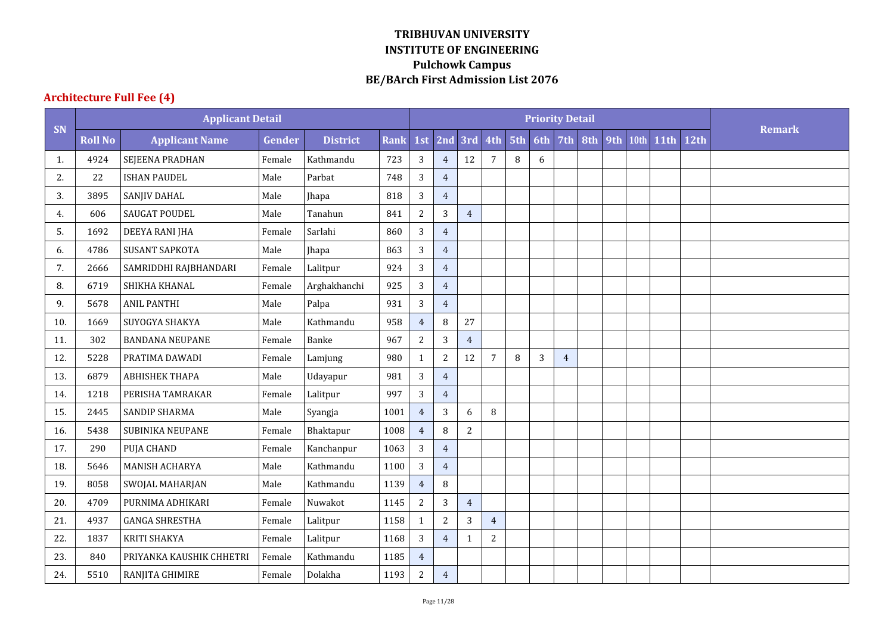# TRIBHUVAN UNIVERSITY
# INSTITUTE OF ENGINEERING
## Pulchowk Campus
## BE/BArch First Admission List 2076

### Architecture Full Fee (4)

| SN | Applicant Detail | | | | | Priority Detail | | | | | | | | | | | | Remark |
|---|---|---|---|---|---|---|---|---|---|---|---|---|---|---|---|---|---|---|
| | Roll No | Applicant Name | Gender | District | Rank | 1st | 2nd | 3rd | 4th | 5th | 6th | 7th | 8th | 9th | 10th | 11th | 12th | |
| 1. | 4924 | SEJEENA PRADHAN | Female | Kathmandu | 723 | 3 | 4 | 12 | 7 | 8 | 6 | | | | | | | |
| 2. | 22 | ISHAN PAUDEL | Male | Parbat | 748 | 3 | 4 | | | | | | | | | | | |
| 3. | 3895 | SANJIV DAHAL | Male | Jhapa | 818 | 3 | 4 | | | | | | | | | | | |
| 4. | 606 | SAUGAT POUDEL | Male | Tanahun | 841 | 2 | 3 | 4 | | | | | | | | | | |
| 5. | 1692 | DEEYA RANI JHA | Female | Sarlahi | 860 | 3 | 4 | | | | | | | | | | | |
| 6. | 4786 | SUSANT SAPKOTA | Male | Jhapa | 863 | 3 | 4 | | | | | | | | | | | |
| 7. | 2666 | SAMRIDDHI RAJBHANDARI | Female | Lalitpur | 924 | 3 | 4 | | | | | | | | | | | |
| 8. | 6719 | SHIKHA KHANAL | Female | Arghakhanchi | 925 | 3 | 4 | | | | | | | | | | | |
| 9. | 5678 | ANIL PANTHI | Male | Palpa | 931 | 3 | 4 | | | | | | | | | | | |
| 10. | 1669 | SUYOGYA SHAKYA | Male | Kathmandu | 958 | 4 | 8 | 27 | | | | | | | | | | |
| 11. | 302 | BANDANA NEUPANE | Female | Banke | 967 | 2 | 3 | 4 | | | | | | | | | | |
| 12. | 5228 | PRATIMA DAWADI | Female | Lamjung | 980 | 1 | 2 | 12 | 7 | 8 | 3 | 4 | | | | | | |
| 13. | 6879 | ABHISHEK THAPA | Male | Udayapur | 981 | 3 | 4 | | | | | | | | | | | |
| 14. | 1218 | PERISHA TAMRAKAR | Female | Lalitpur | 997 | 3 | 4 | | | | | | | | | | | |
| 15. | 2445 | SANDIP SHARMA | Male | Syangja | 1001 | 4 | 3 | 6 | 8 | | | | | | | | | |
| 16. | 5438 | SUBINIKA NEUPANE | Female | Bhaktapur | 1008 | 4 | 8 | 2 | | | | | | | | | | |
| 17. | 290 | PUJA CHAND | Female | Kanchanpur | 1063 | 3 | 4 | | | | | | | | | | | |
| 18. | 5646 | MANISH ACHARYA | Male | Kathmandu | 1100 | 3 | 4 | | | | | | | | | | | |
| 19. | 8058 | SWOJAL MAHARJAN | Male | Kathmandu | 1139 | 4 | 8 | | | | | | | | | | | |
| 20. | 4709 | PURNIMA ADHIKARI | Female | Nuwakot | 1145 | 2 | 3 | 4 | | | | | | | | | | |
| 21. | 4937 | GANGA SHRESTHA | Female | Lalitpur | 1158 | 1 | 2 | 3 | 4 | | | | | | | | | |
| 22. | 1837 | KRITI SHAKYA | Female | Lalitpur | 1168 | 3 | 4 | 1 | 2 | | | | | | | | | |
| 23. | 840 | PRIYANKA KAUSHIK CHHETRI | Female | Kathmandu | 1185 | 4 | | | | | | | | | | | | |
| 24. | 5510 | RANJITA GHIMIRE | Female | Dolakha | 1193 | 2 | 4 | | | | | | | | | | | |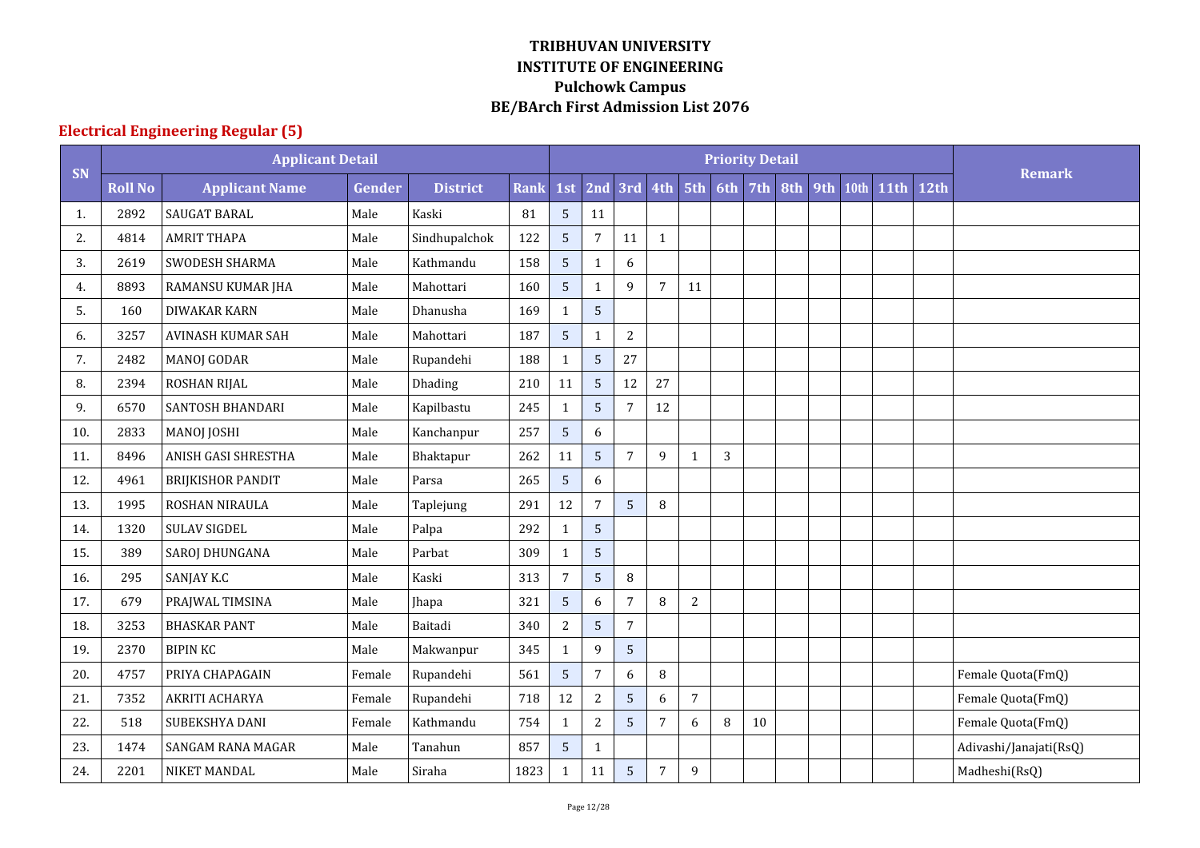# TRIBHUVAN UNIVERSITY
# INSTITUTE OF ENGINEERING
# Pulchowk Campus
# BE/BArch First Admission List 2076

## Electrical Engineering Regular (5)

| SN | Applicant Detail | | | | | Priority Detail | | | | | | | | | | | | Remark |
|---|---|---|---|---|---|---|---|---|---|---|---|---|---|---|---|---|---|---|
| | Roll No | Applicant Name | Gender | District | Rank | 1st | 2nd | 3rd | 4th | 5th | 6th | 7th | 8th | 9th | 10th | 11th | 12th | |
| 1. | 2892 | SAUGAT BARAL | Male | Kaski | 81 | 5 | 11 | | | | | | | | | | | |
| 2. | 4814 | AMRIT THAPA | Male | Sindhupalchok | 122 | 5 | 7 | 11 | 1 | | | | | | | | | |
| 3. | 2619 | SWODESH SHARMA | Male | Kathmandu | 158 | 5 | 1 | 6 | | | | | | | | | | |
| 4. | 8893 | RAMANSU KUMAR JHA | Male | Mahottari | 160 | 5 | 1 | 9 | 7 | 11 | | | | | | | | |
| 5. | 160 | DIWAKAR KARN | Male | Dhanusha | 169 | 1 | 5 | | | | | | | | | | | |
| 6. | 3257 | AVINASH KUMAR SAH | Male | Mahottari | 187 | 5 | 1 | 2 | | | | | | | | | | |
| 7. | 2482 | MANOJ GODAR | Male | Rupandehi | 188 | 1 | 5 | 27 | | | | | | | | | | |
| 8. | 2394 | ROSHAN RIJAL | Male | Dhading | 210 | 11 | 5 | 12 | 27 | | | | | | | | | |
| 9. | 6570 | SANTOSH BHANDARI | Male | Kapilbastu | 245 | 1 | 5 | 7 | 12 | | | | | | | | | |
| 10. | 2833 | MANOJ JOSHI | Male | Kanchanpur | 257 | 5 | 6 | | | | | | | | | | | |
| 11. | 8496 | ANISH GASI SHRESTHA | Male | Bhaktapur | 262 | 11 | 5 | 7 | 9 | 1 | 3 | | | | | | | |
| 12. | 4961 | BRIJKISHOR PANDIT | Male | Parsa | 265 | 5 | 6 | | | | | | | | | | | |
| 13. | 1995 | ROSHAN NIRAULA | Male | Taplejung | 291 | 12 | 7 | 5 | 8 | | | | | | | | | |
| 14. | 1320 | SULAV SIGDEL | Male | Palpa | 292 | 1 | 5 | | | | | | | | | | | |
| 15. | 389 | SAROJ DHUNGANA | Male | Parbat | 309 | 1 | 5 | | | | | | | | | | | |
| 16. | 295 | SANJAY K.C | Male | Kaski | 313 | 7 | 5 | 8 | | | | | | | | | | |
| 17. | 679 | PRAJWAL TIMSINA | Male | Jhapa | 321 | 5 | 6 | 7 | 8 | 2 | | | | | | | | |
| 18. | 3253 | BHASKAR PANT | Male | Baitadi | 340 | 2 | 5 | 7 | | | | | | | | | | |
| 19. | 2370 | BIPIN KC | Male | Makwanpur | 345 | 1 | 9 | 5 | | | | | | | | | | |
| 20. | 4757 | PRIYA CHAPAGAIN | Female | Rupandehi | 561 | 5 | 7 | 6 | 8 | | | | | | | | | Female Quota(FmQ) |
| 21. | 7352 | AKRITI ACHARYA | Female | Rupandehi | 718 | 12 | 2 | 5 | 6 | 7 | | | | | | | | Female Quota(FmQ) |
| 22. | 518 | SUBEKSHYA DANI | Female | Kathmandu | 754 | 1 | 2 | 5 | 7 | 6 | 8 | 10 | | | | | | Female Quota(FmQ) |
| 23. | 1474 | SANGAM RANA MAGAR | Male | Tanahun | 857 | 5 | 1 | | | | | | | | | | | Adivashi/Janajati(RsQ) |
| 24. | 2201 | NIKET MANDAL | Male | Siraha | 1823 | 1 | 11 | 5 | 7 | 9 | | | | | | | | Madheshi(RsQ) |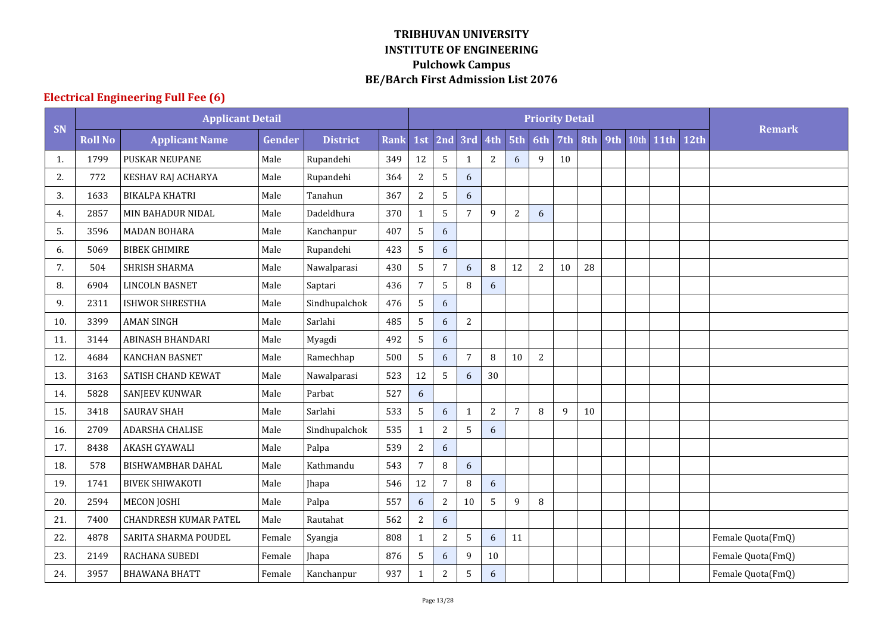# TRIBHUVAN UNIVERSITY
# INSTITUTE OF ENGINEERING
# Pulchowk Campus
# BE/BArch First Admission List 2076

## Electrical Engineering Full Fee (6)

| SN | Applicant Detail | | | | | Priority Detail | | | | | | | | | | | | Remark |
|---|---|---|---|---|---|---|---|---|---|---|---|---|---|---|---|---|---|---|
| | Roll No | Applicant Name | Gender | District | Rank | 1st | 2nd | 3rd | 4th | 5th | 6th | 7th | 8th | 9th | 10th | 11th | 12th | |
| 1. | 1799 | PUSKAR NEUPANE | Male | Rupandehi | 349 | 12 | 5 | 1 | 2 | 6 | 9 | 10 | | | | | | |
| 2. | 772 | KESHAV RAJ ACHARYA | Male | Rupandehi | 364 | 2 | 5 | 6 | | | | | | | | | | |
| 3. | 1633 | BIKALPA KHATRI | Male | Tanahun | 367 | 2 | 5 | 6 | | | | | | | | | | |
| 4. | 2857 | MIN BAHADUR NIDAL | Male | Dadeldhura | 370 | 1 | 5 | 7 | 9 | 2 | 6 | | | | | | | |
| 5. | 3596 | MADAN BOHARA | Male | Kanchanpur | 407 | 5 | 6 | | | | | | | | | | | |
| 6. | 5069 | BIBEK GHIMIRE | Male | Rupandehi | 423 | 5 | 6 | | | | | | | | | | | |
| 7. | 504 | SHRISH SHARMA | Male | Nawalparasi | 430 | 5 | 7 | 6 | 8 | 12 | 2 | 10 | 28 | | | | | |
| 8. | 6904 | LINCOLN BASNET | Male | Saptari | 436 | 7 | 5 | 8 | 6 | | | | | | | | | |
| 9. | 2311 | ISHWOR SHRESTHA | Male | Sindhupalchok | 476 | 5 | 6 | | | | | | | | | | | |
| 10. | 3399 | AMAN SINGH | Male | Sarlahi | 485 | 5 | 6 | 2 | | | | | | | | | | |
| 11. | 3144 | ABINASH BHANDARI | Male | Myagdi | 492 | 5 | 6 | | | | | | | | | | | |
| 12. | 4684 | KANCHAN BASNET | Male | Ramechhap | 500 | 5 | 6 | 7 | 8 | 10 | 2 | | | | | | | |
| 13. | 3163 | SATISH CHAND KEWAT | Male | Nawalparasi | 523 | 12 | 5 | 6 | 30 | | | | | | | | | |
| 14. | 5828 | SANJEEV KUNWAR | Male | Parbat | 527 | 6 | | | | | | | | | | | | |
| 15. | 3418 | SAURAV SHAH | Male | Sarlahi | 533 | 5 | 6 | 1 | 2 | 7 | 8 | 9 | 10 | | | | | |
| 16. | 2709 | ADARSHA CHALISE | Male | Sindhupalchok | 535 | 1 | 2 | 5 | 6 | | | | | | | | | |
| 17. | 8438 | AKASH GYAWALI | Male | Palpa | 539 | 2 | 6 | | | | | | | | | | | |
| 18. | 578 | BISHWAMBHAR DAHAL | Male | Kathmandu | 543 | 7 | 8 | 6 | | | | | | | | | | |
| 19. | 1741 | BIVEK SHIWAKOTI | Male | Jhapa | 546 | 12 | 7 | 8 | 6 | | | | | | | | | |
| 20. | 2594 | MECON JOSHI | Male | Palpa | 557 | 6 | 2 | 10 | 5 | 9 | 8 | | | | | | | |
| 21. | 7400 | CHANDRESH KUMAR PATEL | Male | Rautahat | 562 | 2 | 6 | | | | | | | | | | | |
| 22. | 4878 | SARITA SHARMA POUDEL | Female | Syangja | 808 | 1 | 2 | 5 | 6 | 11 | | | | | | | | Female Quota(FmQ) |
| 23. | 2149 | RACHANA SUBEDI | Female | Jhapa | 876 | 5 | 6 | 9 | 10 | | | | | | | | | Female Quota(FmQ) |
| 24. | 3957 | BHAWANA BHATT | Female | Kanchanpur | 937 | 1 | 2 | 5 | 6 | | | | | | | | | Female Quota(FmQ) |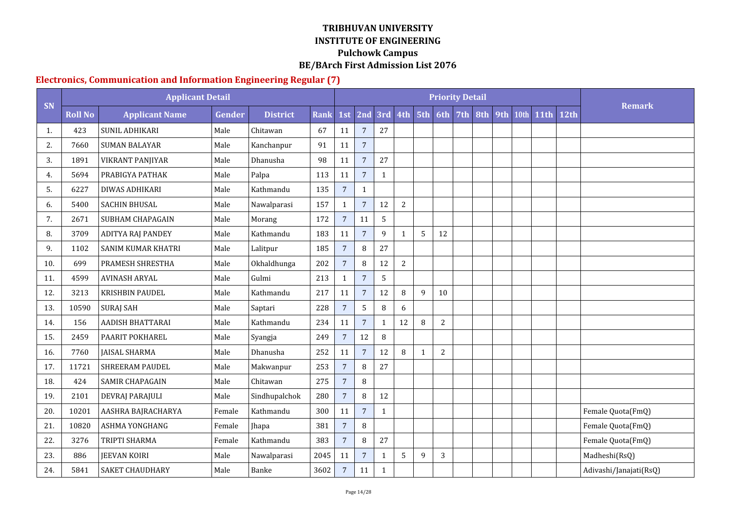# TRIBHUVAN UNIVERSITY
## INSTITUTE OF ENGINEERING
## Pulchowk Campus
## BE/BArch First Admission List 2076

### Electronics, Communication and Information Engineering Regular (7)

| SN | Applicant Detail | | | | | Priority Detail | | | | | | | | | | | | Remark |
|---|---|---|---|---|---|---|---|---|---|---|---|---|---|---|---|---|---|---|
| | Roll No | Applicant Name | Gender | District | Rank | 1st | 2nd | 3rd | 4th | 5th | 6th | 7th | 8th | 9th | 10th | 11th | 12th | |
| 1. | 423 | SUNIL ADHIKARI | Male | Chitawan | 67 | 11 | 7 | 27 | | | | | | | | | | |
| 2. | 7660 | SUMAN BALAYAR | Male | Kanchanpur | 91 | 11 | 7 | | | | | | | | | | | |
| 3. | 1891 | VIKRANT PANJIYAR | Male | Dhanusha | 98 | 11 | 7 | 27 | | | | | | | | | | |
| 4. | 5694 | PRABIGYA PATHAK | Male | Palpa | 113 | 11 | 7 | 1 | | | | | | | | | | |
| 5. | 6227 | DIWAS ADHIKARI | Male | Kathmandu | 135 | 7 | 1 | | | | | | | | | | | |
| 6. | 5400 | SACHIN BHUSAL | Male | Nawalparasi | 157 | 1 | 7 | 12 | 2 | | | | | | | | | |
| 7. | 2671 | SUBHAM CHAPAGAIN | Male | Morang | 172 | 7 | 11 | 5 | | | | | | | | | | |
| 8. | 3709 | ADITYA RAJ PANDEY | Male | Kathmandu | 183 | 11 | 7 | 9 | 1 | 5 | 12 | | | | | | | |
| 9. | 1102 | SANIM KUMAR KHATRI | Male | Lalitpur | 185 | 7 | 8 | 27 | | | | | | | | | | |
| 10. | 699 | PRAMESH SHRESTHA | Male | Okhaldhunga | 202 | 7 | 8 | 12 | 2 | | | | | | | | | |
| 11. | 4599 | AVINASH ARYAL | Male | Gulmi | 213 | 1 | 7 | 5 | | | | | | | | | | |
| 12. | 3213 | KRISHBIN PAUDEL | Male | Kathmandu | 217 | 11 | 7 | 12 | 8 | 9 | 10 | | | | | | | |
| 13. | 10590 | SURAJ SAH | Male | Saptari | 228 | 7 | 5 | 8 | 6 | | | | | | | | | |
| 14. | 156 | AADISH BHATTARAI | Male | Kathmandu | 234 | 11 | 7 | 1 | 12 | 8 | 2 | | | | | | | |
| 15. | 2459 | PAARIT POKHAREL | Male | Syangja | 249 | 7 | 12 | 8 | | | | | | | | | | |
| 16. | 7760 | JAISAL SHARMA | Male | Dhanusha | 252 | 11 | 7 | 12 | 8 | 1 | 2 | | | | | | | |
| 17. | 11721 | SHREERAM PAUDEL | Male | Makwanpur | 253 | 7 | 8 | 27 | | | | | | | | | | |
| 18. | 424 | SAMIR CHAPAGAIN | Male | Chitawan | 275 | 7 | 8 | | | | | | | | | | | |
| 19. | 2101 | DEVRAJ PARAJULI | Male | Sindhupalchok | 280 | 7 | 8 | 12 | | | | | | | | | | |
| 20. | 10201 | AASHRA BAJRACHARYA | Female | Kathmandu | 300 | 11 | 7 | 1 | | | | | | | | | | Female Quota(FmQ) |
| 21. | 10820 | ASHMA YONGHANG | Female | Jhapa | 381 | 7 | 8 | | | | | | | | | | | Female Quota(FmQ) |
| 22. | 3276 | TRIPTI SHARMA | Female | Kathmandu | 383 | 7 | 8 | 27 | | | | | | | | | | Female Quota(FmQ) |
| 23. | 886 | JEEVAN KOIRI | Male | Nawalparasi | 2045 | 11 | 7 | 1 | 5 | 9 | 3 | | | | | | | Madheshi(RsQ) |
| 24. | 5841 | SAKET CHAUDHARY | Male | Banke | 3602 | 7 | 11 | 1 | | | | | | | | | | Adivashi/Janajati(RsQ) |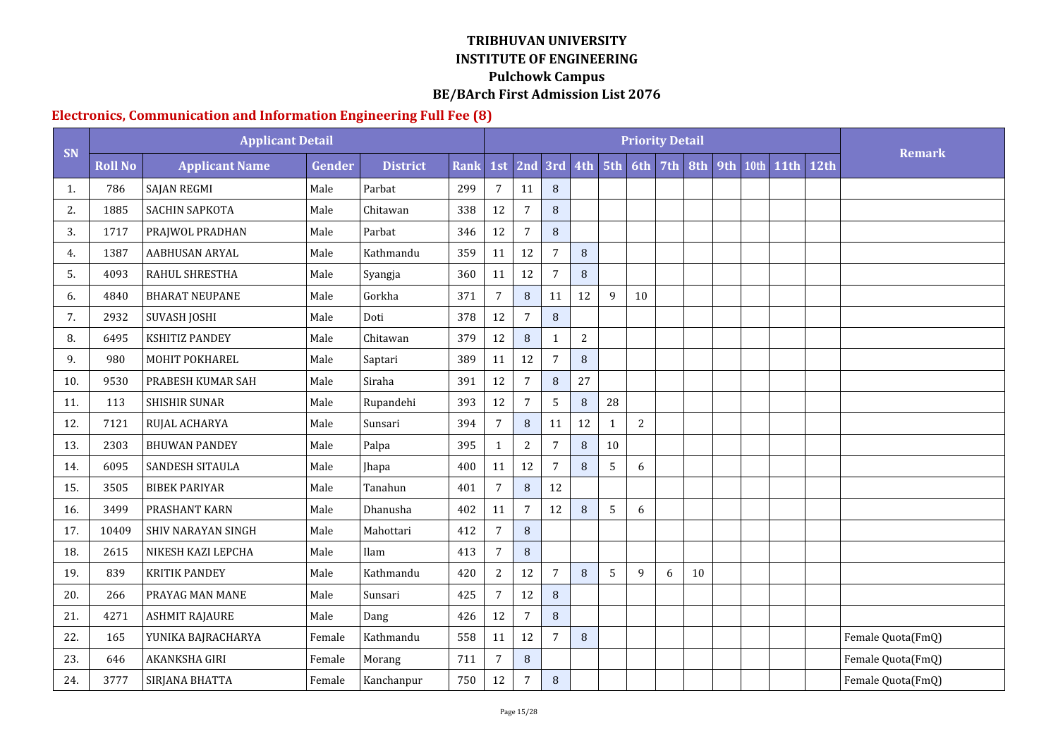# TRIBHUVAN UNIVERSITY
# INSTITUTE OF ENGINEERING
# Pulchowk Campus
# BE/BArch First Admission List 2076

## Electronics, Communication and Information Engineering Full Fee (8)

| SN | Applicant Detail | | | | | Priority Detail | | | | | | | | | | | | Remark |
|---|---|---|---|---|---|---|---|---|---|---|---|---|---|---|---|---|---|---|
| | Roll No | Applicant Name | Gender | District | Rank | 1st | 2nd | 3rd | 4th | 5th | 6th | 7th | 8th | 9th | 10th | 11th | 12th | |
| 1. | 786 | SAJAN REGMI | Male | Parbat | 299 | 7 | 11 | 8 | | | | | | | | | | |
| 2. | 1885 | SACHIN SAPKOTA | Male | Chitawan | 338 | 12 | 7 | 8 | | | | | | | | | | |
| 3. | 1717 | PRAJWOL PRADHAN | Male | Parbat | 346 | 12 | 7 | 8 | | | | | | | | | | |
| 4. | 1387 | AABHUSAN ARYAL | Male | Kathmandu | 359 | 11 | 12 | 7 | 8 | | | | | | | | | |
| 5. | 4093 | RAHUL SHRESTHA | Male | Syangja | 360 | 11 | 12 | 7 | 8 | | | | | | | | | |
| 6. | 4840 | BHARAT NEUPANE | Male | Gorkha | 371 | 7 | 8 | 11 | 12 | 9 | 10 | | | | | | | |
| 7. | 2932 | SUVASH JOSHI | Male | Doti | 378 | 12 | 7 | 8 | | | | | | | | | | |
| 8. | 6495 | KSHITIZ PANDEY | Male | Chitawan | 379 | 12 | 8 | 1 | 2 | | | | | | | | | |
| 9. | 980 | MOHIT POKHAREL | Male | Saptari | 389 | 11 | 12 | 7 | 8 | | | | | | | | | |
| 10. | 9530 | PRABESH KUMAR SAH | Male | Siraha | 391 | 12 | 7 | 8 | 27 | | | | | | | | | |
| 11. | 113 | SHISHIR SUNAR | Male | Rupandehi | 393 | 12 | 7 | 5 | 8 | 28 | | | | | | | | |
| 12. | 7121 | RUJAL ACHARYA | Male | Sunsari | 394 | 7 | 8 | 11 | 12 | 1 | 2 | | | | | | | |
| 13. | 2303 | BHUWAN PANDEY | Male | Palpa | 395 | 1 | 2 | 7 | 8 | 10 | | | | | | | | |
| 14. | 6095 | SANDESH SITAULA | Male | Jhapa | 400 | 11 | 12 | 7 | 8 | 5 | 6 | | | | | | | |
| 15. | 3505 | BIBEK PARIYAR | Male | Tanahun | 401 | 7 | 8 | 12 | | | | | | | | | | |
| 16. | 3499 | PRASHANT KARN | Male | Dhanusha | 402 | 11 | 7 | 12 | 8 | 5 | 6 | | | | | | | |
| 17. | 10409 | SHIV NARAYAN SINGH | Male | Mahottari | 412 | 7 | 8 | | | | | | | | | | | |
| 18. | 2615 | NIKESH KAZI LEPCHA | Male | Ilam | 413 | 7 | 8 | | | | | | | | | | | |
| 19. | 839 | KRITIK PANDEY | Male | Kathmandu | 420 | 2 | 12 | 7 | 8 | 5 | 9 | 6 | 10 | | | | | |
| 20. | 266 | PRAYAG MAN MANE | Male | Sunsari | 425 | 7 | 12 | 8 | | | | | | | | | | |
| 21. | 4271 | ASHMIT RAJAURE | Male | Dang | 426 | 12 | 7 | 8 | | | | | | | | | | |
| 22. | 165 | YUNIKA BAJRACHARYA | Female | Kathmandu | 558 | 11 | 12 | 7 | 8 | | | | | | | | | Female Quota(FmQ) |
| 23. | 646 | AKANKSHA GIRI | Female | Morang | 711 | 7 | 8 | | | | | | | | | | | Female Quota(FmQ) |
| 24. | 3777 | SIRJANA BHATTA | Female | Kanchanpur | 750 | 12 | 7 | 8 | | | | | | | | | | Female Quota(FmQ) |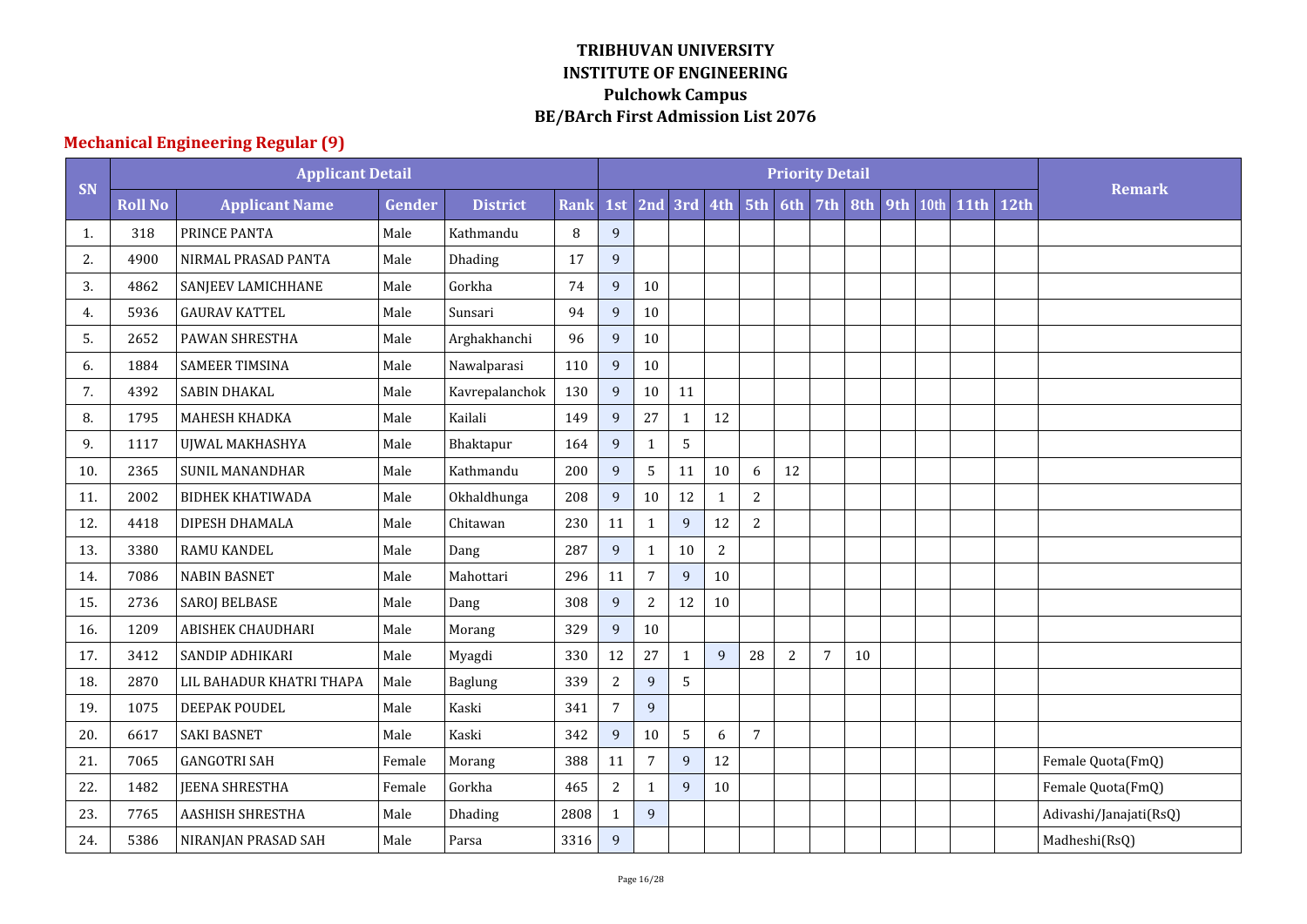# TRIBHUVAN UNIVERSITY
# INSTITUTE OF ENGINEERING
# Pulchowk Campus
# BE/BArch First Admission List 2076

## Mechanical Engineering Regular (9)

| SN | Applicant Detail | | | | | Priority Detail | | | | | | | | | | | | Remark |
|---|---|---|---|---|---|---|---|---|---|---|---|---|---|---|---|---|---|---|
| | Roll No | Applicant Name | Gender | District | Rank | 1st | 2nd | 3rd | 4th | 5th | 6th | 7th | 8th | 9th | 10th | 11th | 12th | |
| 1. | 318 | PRINCE PANTA | Male | Kathmandu | 8 | 9 | | | | | | | | | | | | |
| 2. | 4900 | NIRMAL PRASAD PANTA | Male | Dhading | 17 | 9 | | | | | | | | | | | | |
| 3. | 4862 | SANJEEV LAMICHHANE | Male | Gorkha | 74 | 9 | 10 | | | | | | | | | | | |
| 4. | 5936 | GAURAV KATTEL | Male | Sunsari | 94 | 9 | 10 | | | | | | | | | | | |
| 5. | 2652 | PAWAN SHRESTHA | Male | Arghakhanchi | 96 | 9 | 10 | | | | | | | | | | | |
| 6. | 1884 | SAMEER TIMSINA | Male | Nawalparasi | 110 | 9 | 10 | | | | | | | | | | | |
| 7. | 4392 | SABIN DHAKAL | Male | Kavrepalanchok | 130 | 9 | 10 | 11 | | | | | | | | | | |
| 8. | 1795 | MAHESH KHADKA | Male | Kailali | 149 | 9 | 27 | 1 | 12 | | | | | | | | | |
| 9. | 1117 | UJWAL MAKHASHYA | Male | Bhaktapur | 164 | 9 | 1 | 5 | | | | | | | | | | |
| 10. | 2365 | SUNIL MANANDHAR | Male | Kathmandu | 200 | 9 | 5 | 11 | 10 | 6 | 12 | | | | | | | |
| 11. | 2002 | BIDHEK KHATIWADA | Male | Okhaldhunga | 208 | 9 | 10 | 12 | 1 | 2 | | | | | | | | |
| 12. | 4418 | DIPESH DHAMALA | Male | Chitawan | 230 | 11 | 1 | 9 | 12 | 2 | | | | | | | | |
| 13. | 3380 | RAMU KANDEL | Male | Dang | 287 | 9 | 1 | 10 | 2 | | | | | | | | | |
| 14. | 7086 | NABIN BASNET | Male | Mahottari | 296 | 11 | 7 | 9 | 10 | | | | | | | | | |
| 15. | 2736 | SAROJ BELBASE | Male | Dang | 308 | 9 | 2 | 12 | 10 | | | | | | | | | |
| 16. | 1209 | ABISHEK CHAUDHARI | Male | Morang | 329 | 9 | 10 | | | | | | | | | | | |
| 17. | 3412 | SANDIP ADHIKARI | Male | Myagdi | 330 | 12 | 27 | 1 | 9 | 28 | 2 | 7 | 10 | | | | | |
| 18. | 2870 | LIL BAHADUR KHATRI THAPA | Male | Baglung | 339 | 2 | 9 | 5 | | | | | | | | | | |
| 19. | 1075 | DEEPAK POUDEL | Male | Kaski | 341 | 7 | 9 | | | | | | | | | | | |
| 20. | 6617 | SAKI BASNET | Male | Kaski | 342 | 9 | 10 | 5 | 6 | 7 | | | | | | | | |
| 21. | 7065 | GANGOTRI SAH | Female | Morang | 388 | 11 | 7 | 9 | 12 | | | | | | | | | Female Quota(FmQ) |
| 22. | 1482 | JEENA SHRESTHA | Female | Gorkha | 465 | 2 | 1 | 9 | 10 | | | | | | | | | Female Quota(FmQ) |
| 23. | 7765 | AASHISH SHRESTHA | Male | Dhading | 2808 | 1 | 9 | | | | | | | | | | | Adivashi/Janajati(RsQ) |
| 24. | 5386 | NIRANJAN PRASAD SAH | Male | Parsa | 3316 | 9 | | | | | | | | | | | | Madheshi(RsQ) |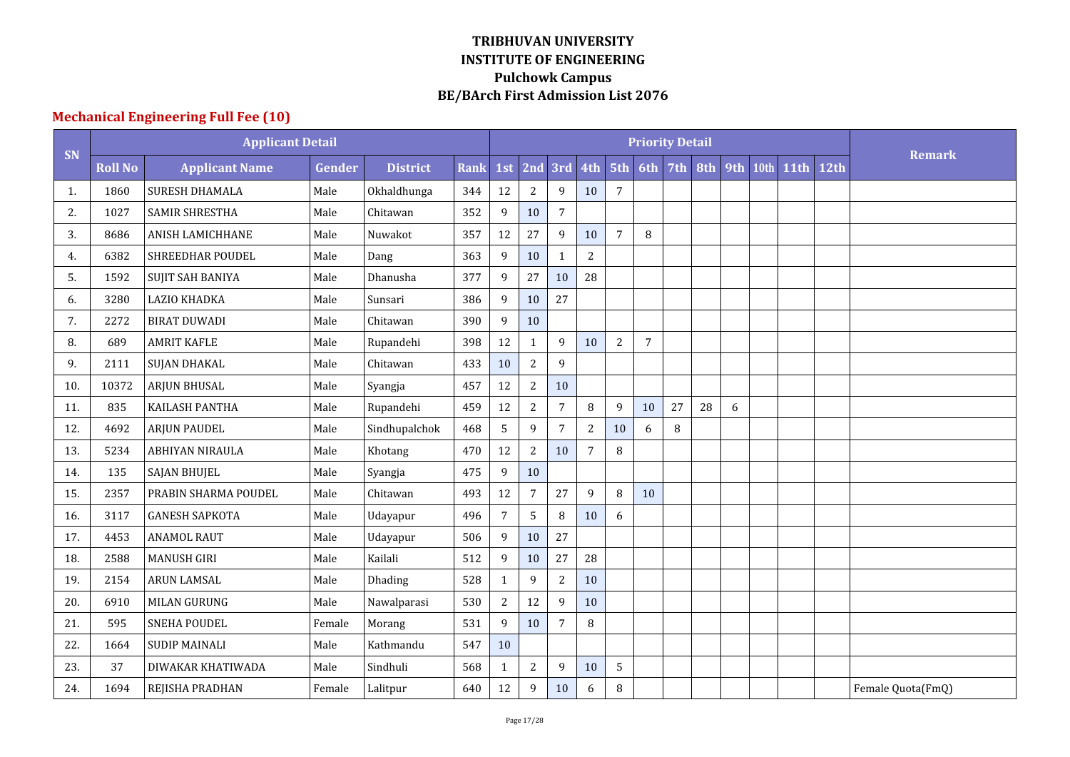# TRIBHUVAN UNIVERSITY
# INSTITUTE OF ENGINEERING
# Pulchowk Campus
# BE/BArch First Admission List 2076

## Mechanical Engineering Full Fee (10)

| SN | Applicant Detail | | | | | Priority Detail | | | | | | | | | | | | Remark |
|---|---|---|---|---|---|---|---|---|---|---|---|---|---|---|---|---|---|---|
| | Roll No | Applicant Name | Gender | District | Rank | 1st | 2nd | 3rd | 4th | 5th | 6th | 7th | 8th | 9th | 10th | 11th | 12th | |
| 1. | 1860 | SURESH DHAMALA | Male | Okhaldhunga | 344 | 12 | 2 | 9 | 10 | 7 | | | | | | | | |
| 2. | 1027 | SAMIR SHRESTHA | Male | Chitawan | 352 | 9 | 10 | 7 | | | | | | | | | | |
| 3. | 8686 | ANISH LAMICHHANE | Male | Nuwakot | 357 | 12 | 27 | 9 | 10 | 7 | 8 | | | | | | | |
| 4. | 6382 | SHREEDHAR POUDEL | Male | Dang | 363 | 9 | 10 | 1 | 2 | | | | | | | | | |
| 5. | 1592 | SUJIT SAH BANIYA | Male | Dhanusha | 377 | 9 | 27 | 10 | 28 | | | | | | | | | |
| 6. | 3280 | LAZIO KHADKA | Male | Sunsari | 386 | 9 | 10 | 27 | | | | | | | | | | |
| 7. | 2272 | BIRAT DUWADI | Male | Chitawan | 390 | 9 | 10 | | | | | | | | | | | |
| 8. | 689 | AMRIT KAFLE | Male | Rupandehi | 398 | 12 | 1 | 9 | 10 | 2 | 7 | | | | | | | |
| 9. | 2111 | SUJAN DHAKAL | Male | Chitawan | 433 | 10 | 2 | 9 | | | | | | | | | | |
| 10. | 10372 | ARJUN BHUSAL | Male | Syangja | 457 | 12 | 2 | 10 | | | | | | | | | | |
| 11. | 835 | KAILASH PANTHA | Male | Rupandehi | 459 | 12 | 2 | 7 | 8 | 9 | 10 | 27 | 28 | 6 | | | | |
| 12. | 4692 | ARJUN PAUDEL | Male | Sindhupalchok | 468 | 5 | 9 | 7 | 2 | 10 | 6 | 8 | | | | | | |
| 13. | 5234 | ABHIYAN NIRAULA | Male | Khotang | 470 | 12 | 2 | 10 | 7 | 8 | | | | | | | | |
| 14. | 135 | SAJAN BHUJEL | Male | Syangja | 475 | 9 | 10 | | | | | | | | | | | |
| 15. | 2357 | PRABIN SHARMA POUDEL | Male | Chitawan | 493 | 12 | 7 | 27 | 9 | 8 | 10 | | | | | | | |
| 16. | 3117 | GANESH SAPKOTA | Male | Udayapur | 496 | 7 | 5 | 8 | 10 | 6 | | | | | | | | |
| 17. | 4453 | ANAMOL RAUT | Male | Udayapur | 506 | 9 | 10 | 27 | | | | | | | | | | |
| 18. | 2588 | MANUSH GIRI | Male | Kailali | 512 | 9 | 10 | 27 | 28 | | | | | | | | | |
| 19. | 2154 | ARUN LAMSAL | Male | Dhading | 528 | 1 | 9 | 2 | 10 | | | | | | | | | |
| 20. | 6910 | MILAN GURUNG | Male | Nawalparasi | 530 | 2 | 12 | 9 | 10 | | | | | | | | | |
| 21. | 595 | SNEHA POUDEL | Female | Morang | 531 | 9 | 10 | 7 | 8 | | | | | | | | | |
| 22. | 1664 | SUDIP MAINALI | Male | Kathmandu | 547 | 10 | | | | | | | | | | | | |
| 23. | 37 | DIWAKAR KHATIWADA | Male | Sindhuli | 568 | 1 | 2 | 9 | 10 | 5 | | | | | | | | |
| 24. | 1694 | REJISHA PRADHAN | Female | Lalitpur | 640 | 12 | 9 | 10 | 6 | 8 | | | | | | | | Female Quota(FmQ) |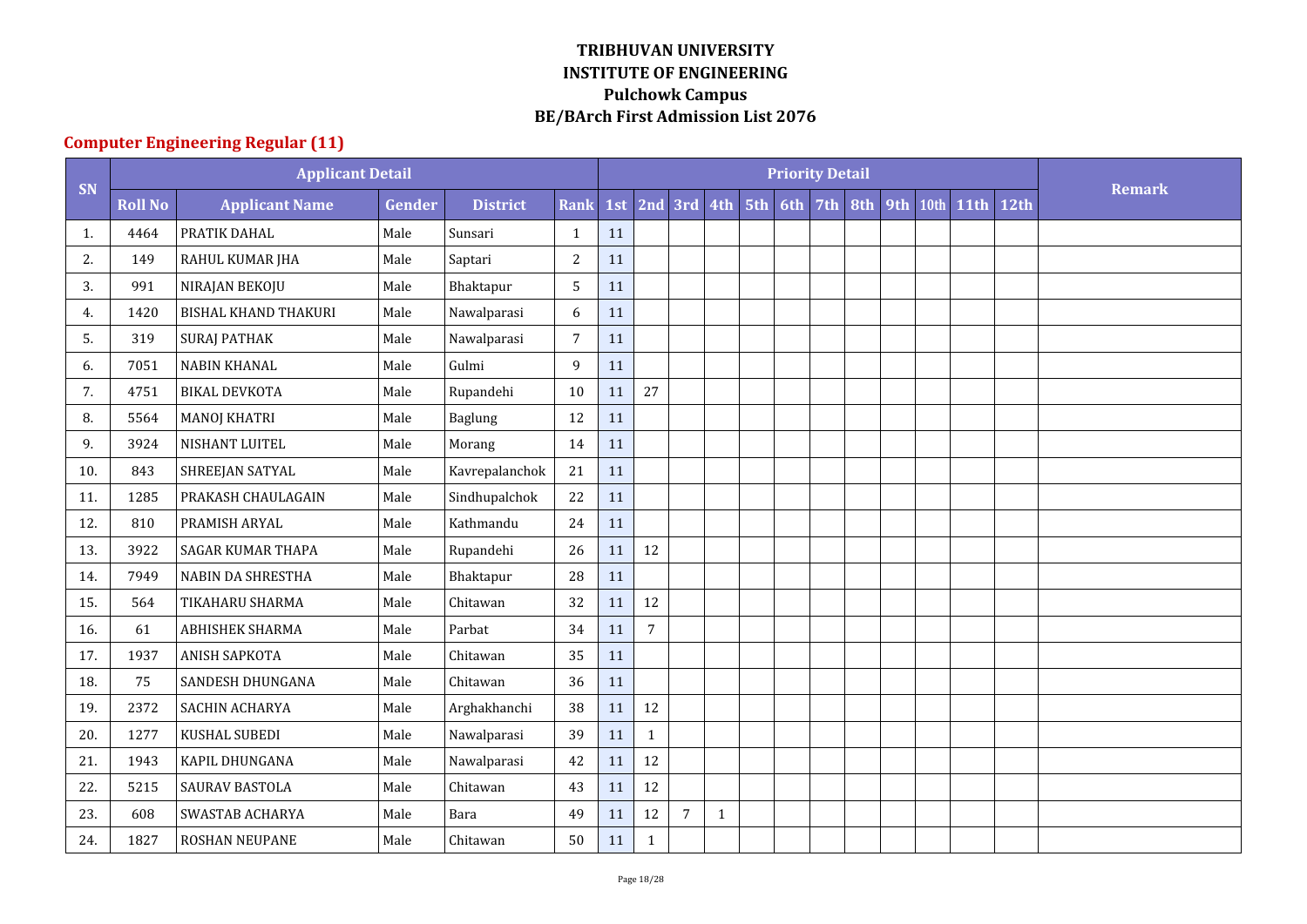# TRIBHUVAN UNIVERSITY
# INSTITUTE OF ENGINEERING
# Pulchowk Campus
# BE/BArch First Admission List 2076

## Computer Engineering Regular (11)

| SN | Applicant Detail | | | | | Priority Detail | | | | | | | | | | | | Remark |
|---|---|---|---|---|---|---|---|---|---|---|---|---|---|---|---|---|---|---|
| | Roll No | Applicant Name | Gender | District | Rank | 1st | 2nd | 3rd | 4th | 5th | 6th | 7th | 8th | 9th | 10th | 11th | 12th | |
| 1. | 4464 | PRATIK DAHAL | Male | Sunsari | 1 | 11 | | | | | | | | | | | | |
| 2. | 149 | RAHUL KUMAR JHA | Male | Saptari | 2 | 11 | | | | | | | | | | | | |
| 3. | 991 | NIRAJAN BEKOJU | Male | Bhaktapur | 5 | 11 | | | | | | | | | | | | |
| 4. | 1420 | BISHAL KHAND THAKURI | Male | Nawalparasi | 6 | 11 | | | | | | | | | | | | |
| 5. | 319 | SURAJ PATHAK | Male | Nawalparasi | 7 | 11 | | | | | | | | | | | | |
| 6. | 7051 | NABIN KHANAL | Male | Gulmi | 9 | 11 | | | | | | | | | | | | |
| 7. | 4751 | BIKAL DEVKOTA | Male | Rupandehi | 10 | 11 | 27 | | | | | | | | | | | |
| 8. | 5564 | MANOJ KHATRI | Male | Baglung | 12 | 11 | | | | | | | | | | | | |
| 9. | 3924 | NISHANT LUITEL | Male | Morang | 14 | 11 | | | | | | | | | | | | |
| 10. | 843 | SHREEJAN SATYAL | Male | Kavrepalanchok | 21 | 11 | | | | | | | | | | | | |
| 11. | 1285 | PRAKASH CHAULAGAIN | Male | Sindhupalchok | 22 | 11 | | | | | | | | | | | | |
| 12. | 810 | PRAMISH ARYAL | Male | Kathmandu | 24 | 11 | | | | | | | | | | | | |
| 13. | 3922 | SAGAR KUMAR THAPA | Male | Rupandehi | 26 | 11 | 12 | | | | | | | | | | | |
| 14. | 7949 | NABIN DA SHRESTHA | Male | Bhaktapur | 28 | 11 | | | | | | | | | | | | |
| 15. | 564 | TIKAHARU SHARMA | Male | Chitawan | 32 | 11 | 12 | | | | | | | | | | | |
| 16. | 61 | ABHISHEK SHARMA | Male | Parbat | 34 | 11 | 7 | | | | | | | | | | | |
| 17. | 1937 | ANISH SAPKOTA | Male | Chitawan | 35 | 11 | | | | | | | | | | | | |
| 18. | 75 | SANDESH DHUNGANA | Male | Chitawan | 36 | 11 | | | | | | | | | | | | |
| 19. | 2372 | SACHIN ACHARYA | Male | Arghakhanchi | 38 | 11 | 12 | | | | | | | | | | | |
| 20. | 1277 | KUSHAL SUBEDI | Male | Nawalparasi | 39 | 11 | 1 | | | | | | | | | | | |
| 21. | 1943 | KAPIL DHUNGANA | Male | Nawalparasi | 42 | 11 | 12 | | | | | | | | | | | |
| 22. | 5215 | SAURAV BASTOLA | Male | Chitawan | 43 | 11 | 12 | | | | | | | | | | | |
| 23. | 608 | SWASTAB ACHARYA | Male | Bara | 49 | 11 | 12 | 7 | 1 | | | | | | | | | |
| 24. | 1827 | ROSHAN NEUPANE | Male | Chitawan | 50 | 11 | 1 | | | | | | | | | | | |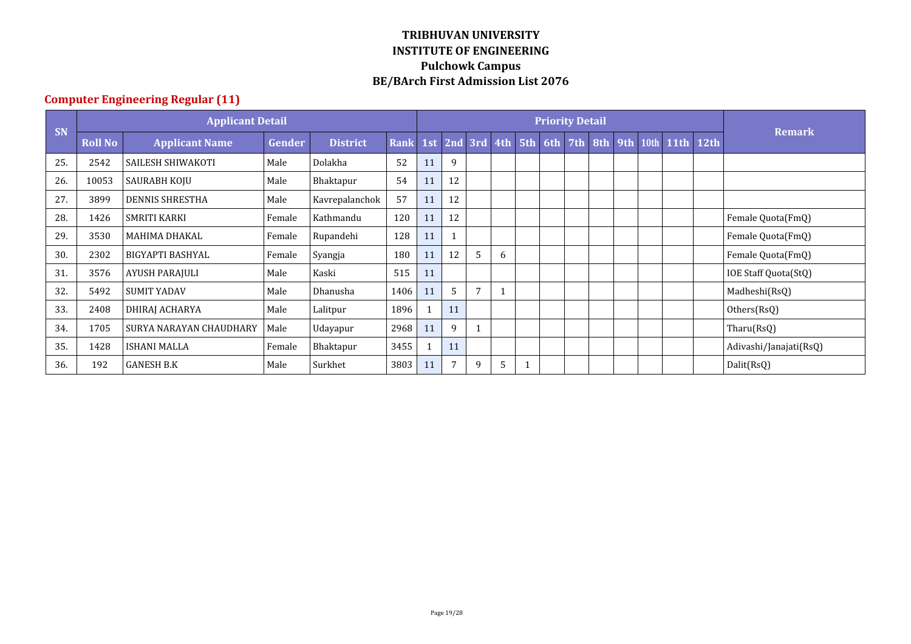**TRIBHUVAN UNIVERSITY**
**INSTITUTE OF ENGINEERING**
**Pulchowk Campus**
**BE/BArch First Admission List 2076**

## Computer Engineering Regular (11)

| SN | Applicant Detail | | | | | Priority Detail | | | | | | | | | | | | Remark |
|---|---|---|---|---|---|---|---|---|---|---|---|---|---|---|---|---|---|---|
| | Roll No | Applicant Name | Gender | District | Rank | 1st | 2nd | 3rd | 4th | 5th | 6th | 7th | 8th | 9th | 10th | 11th | 12th | |
| 25. | 2542 | SAILESH SHIWAKOTI | Male | Dolakha | 52 | 11 | 9 | | | | | | | | | | | |
| 26. | 10053 | SAURABH KOJU | Male | Bhaktapur | 54 | 11 | 12 | | | | | | | | | | | |
| 27. | 3899 | DENNIS SHRESTHA | Male | Kavrepalanchok | 57 | 11 | 12 | | | | | | | | | | | |
| 28. | 1426 | SMRITI KARKI | Female | Kathmandu | 120 | 11 | 12 | | | | | | | | | | | Female Quota(FmQ) |
| 29. | 3530 | MAHIMA DHAKAL | Female | Rupandehi | 128 | 11 | 1 | | | | | | | | | | | Female Quota(FmQ) |
| 30. | 2302 | BIGYAPTI BASHYAL | Female | Syangja | 180 | 11 | 12 | 5 | 6 | | | | | | | | | Female Quota(FmQ) |
| 31. | 3576 | AYUSH PARAJULI | Male | Kaski | 515 | 11 | | | | | | | | | | | | IOE Staff Quota(StQ) |
| 32. | 5492 | SUMIT YADAV | Male | Dhanusha | 1406 | 11 | 5 | 7 | 1 | | | | | | | | | Madheshi(RsQ) |
| 33. | 2408 | DHIRAJ ACHARYA | Male | Lalitpur | 1896 | 1 | 11 | | | | | | | | | | | Others(RsQ) |
| 34. | 1705 | SURYA NARAYAN CHAUDHARY | Male | Udayapur | 2968 | 11 | 9 | 1 | | | | | | | | | | Tharu(RsQ) |
| 35. | 1428 | ISHANI MALLA | Female | Bhaktapur | 3455 | 1 | 11 | | | | | | | | | | | Adivashi/Janajati(RsQ) |
| 36. | 192 | GANESH B.K | Male | Surkhet | 3803 | 11 | 7 | 9 | 5 | 1 | | | | | | | | Dalit(RsQ) |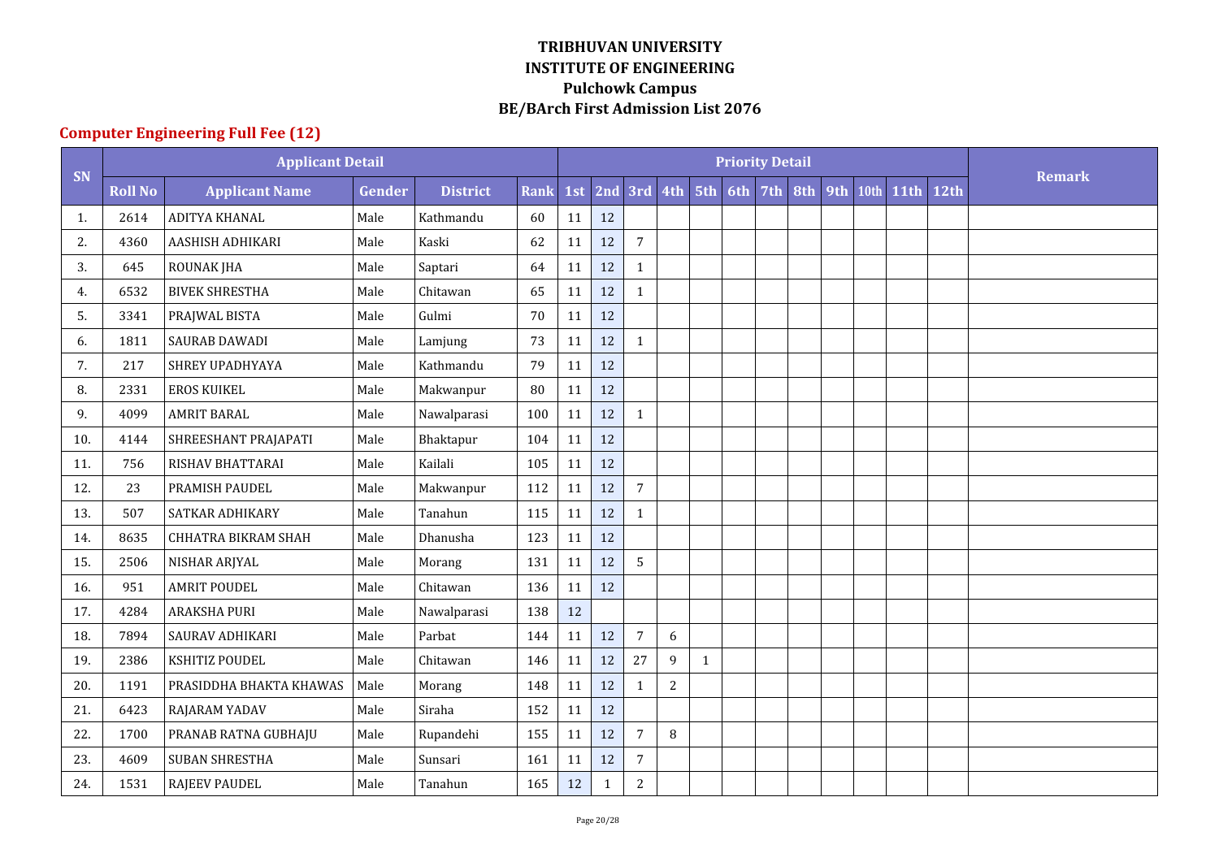# TRIBHUVAN UNIVERSITY
# INSTITUTE OF ENGINEERING
# Pulchowk Campus
# BE/BArch First Admission List 2076

## Computer Engineering Full Fee (12)

| SN | Applicant Detail | | | | | Priority Detail | | | | | | | | | | | | Remark |
|---|---|---|---|---|---|---|---|---|---|---|---|---|---|---|---|---|---|---|
| | Roll No | Applicant Name | Gender | District | Rank | 1st | 2nd | 3rd | 4th | 5th | 6th | 7th | 8th | 9th | 10th | 11th | 12th | |
| 1. | 2614 | ADITYA KHANAL | Male | Kathmandu | 60 | 11 | 12 | | | | | | | | | | | |
| 2. | 4360 | AASHISH ADHIKARI | Male | Kaski | 62 | 11 | 12 | 7 | | | | | | | | | | |
| 3. | 645 | ROUNAK JHA | Male | Saptari | 64 | 11 | 12 | 1 | | | | | | | | | | |
| 4. | 6532 | BIVEK SHRESTHA | Male | Chitawan | 65 | 11 | 12 | 1 | | | | | | | | | | |
| 5. | 3341 | PRAJWAL BISTA | Male | Gulmi | 70 | 11 | 12 | | | | | | | | | | | |
| 6. | 1811 | SAURAB DAWADI | Male | Lamjung | 73 | 11 | 12 | 1 | | | | | | | | | | |
| 7. | 217 | SHREY UPADHYAYA | Male | Kathmandu | 79 | 11 | 12 | | | | | | | | | | | |
| 8. | 2331 | EROS KUIKEL | Male | Makwanpur | 80 | 11 | 12 | | | | | | | | | | | |
| 9. | 4099 | AMRIT BARAL | Male | Nawalparasi | 100 | 11 | 12 | 1 | | | | | | | | | | |
| 10. | 4144 | SHREESHANT PRAJAPATI | Male | Bhaktapur | 104 | 11 | 12 | | | | | | | | | | | |
| 11. | 756 | RISHAV BHATTARAI | Male | Kailali | 105 | 11 | 12 | | | | | | | | | | | |
| 12. | 23 | PRAMISH PAUDEL | Male | Makwanpur | 112 | 11 | 12 | 7 | | | | | | | | | | |
| 13. | 507 | SATKAR ADHIKARY | Male | Tanahun | 115 | 11 | 12 | 1 | | | | | | | | | | |
| 14. | 8635 | CHHATRA BIKRAM SHAH | Male | Dhanusha | 123 | 11 | 12 | | | | | | | | | | | |
| 15. | 2506 | NISHAR ARJYAL | Male | Morang | 131 | 11 | 12 | 5 | | | | | | | | | | |
| 16. | 951 | AMRIT POUDEL | Male | Chitawan | 136 | 11 | 12 | | | | | | | | | | | |
| 17. | 4284 | ARAKSHA PURI | Male | Nawalparasi | 138 | 12 | | | | | | | | | | | | |
| 18. | 7894 | SAURAV ADHIKARI | Male | Parbat | 144 | 11 | 12 | 7 | 6 | | | | | | | | | |
| 19. | 2386 | KSHITIZ POUDEL | Male | Chitawan | 146 | 11 | 12 | 27 | 9 | 1 | | | | | | | | |
| 20. | 1191 | PRASIDDHA BHAKTA KHAWAS | Male | Morang | 148 | 11 | 12 | 1 | 2 | | | | | | | | | |
| 21. | 6423 | RAJARAM YADAV | Male | Siraha | 152 | 11 | 12 | | | | | | | | | | | |
| 22. | 1700 | PRANAB RATNA GUBHAJU | Male | Rupandehi | 155 | 11 | 12 | 7 | 8 | | | | | | | | | |
| 23. | 4609 | SUBAN SHRESTHA | Male | Sunsari | 161 | 11 | 12 | 7 | | | | | | | | | | |
| 24. | 1531 | RAJEEV PAUDEL | Male | Tanahun | 165 | 12 | 1 | 2 | | | | | | | | | | |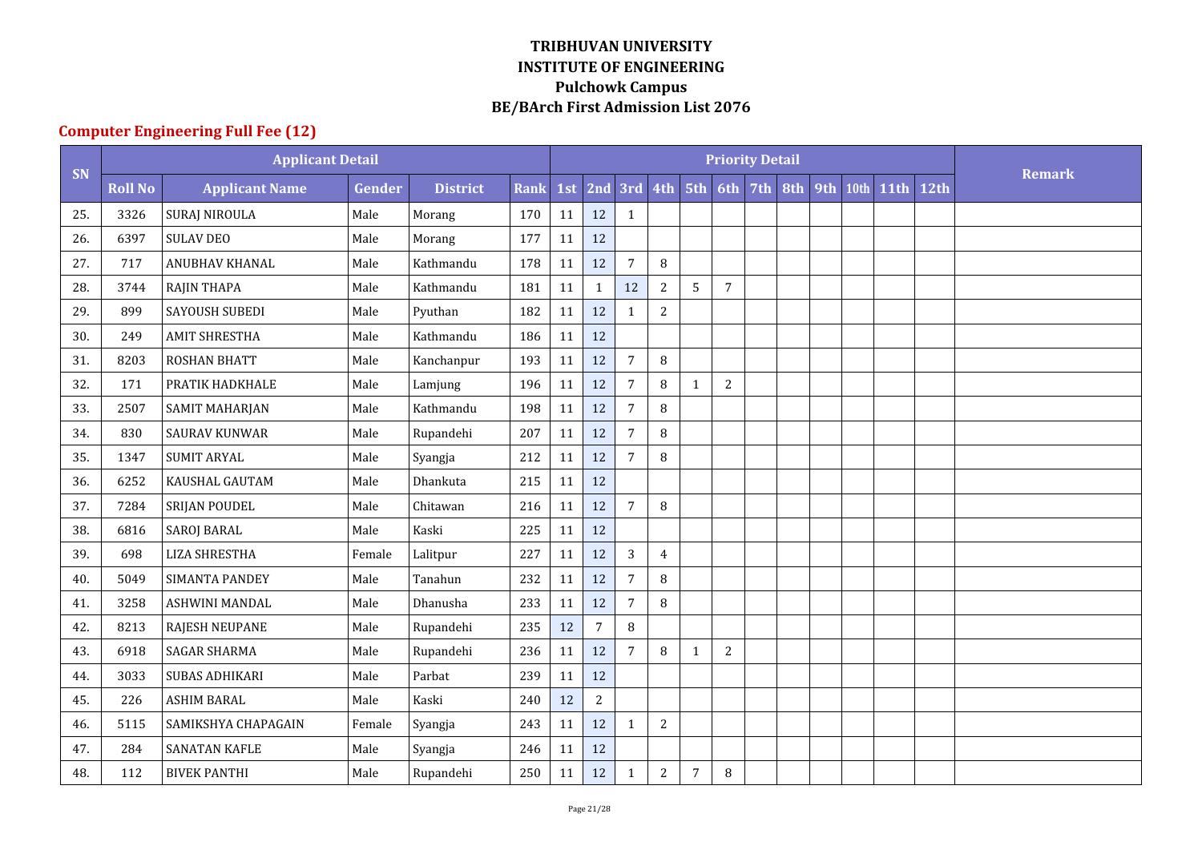# TRIBHUVAN UNIVERSITY
# INSTITUTE OF ENGINEERING
# Pulchowk Campus
# BE/BArch First Admission List 2076

## Computer Engineering Full Fee (12)

| SN | Applicant Detail | | | | | Priority Detail | | | | | | | | | | | | Remark |
|---|---|---|---|---|---|---|---|---|---|---|---|---|---|---|---|---|---|---|
| | Roll No | Applicant Name | Gender | District | Rank | 1st | 2nd | 3rd | 4th | 5th | 6th | 7th | 8th | 9th | 10th | 11th | 12th | |
| 25. | 3326 | SURAJ NIROULA | Male | Morang | 170 | 11 | 12 | 1 | | | | | | | | | | |
| 26. | 6397 | SULAV DEO | Male | Morang | 177 | 11 | 12 | | | | | | | | | | | |
| 27. | 717 | ANUBHAV KHANAL | Male | Kathmandu | 178 | 11 | 12 | 7 | 8 | | | | | | | | | |
| 28. | 3744 | RAJIN THAPA | Male | Kathmandu | 181 | 11 | 1 | 12 | 2 | 5 | 7 | | | | | | | |
| 29. | 899 | SAYOUSH SUBEDI | Male | Pyuthan | 182 | 11 | 12 | 1 | 2 | | | | | | | | | |
| 30. | 249 | AMIT SHRESTHA | Male | Kathmandu | 186 | 11 | 12 | | | | | | | | | | | |
| 31. | 8203 | ROSHAN BHATT | Male | Kanchanpur | 193 | 11 | 12 | 7 | 8 | | | | | | | | | |
| 32. | 171 | PRATIK HADKHALE | Male | Lamjung | 196 | 11 | 12 | 7 | 8 | 1 | 2 | | | | | | | |
| 33. | 2507 | SAMIT MAHARJAN | Male | Kathmandu | 198 | 11 | 12 | 7 | 8 | | | | | | | | | |
| 34. | 830 | SAURAV KUNWAR | Male | Rupandehi | 207 | 11 | 12 | 7 | 8 | | | | | | | | | |
| 35. | 1347 | SUMIT ARYAL | Male | Syangja | 212 | 11 | 12 | 7 | 8 | | | | | | | | | |
| 36. | 6252 | KAUSHAL GAUTAM | Male | Dhankuta | 215 | 11 | 12 | | | | | | | | | | | |
| 37. | 7284 | SRIJAN POUDEL | Male | Chitawan | 216 | 11 | 12 | 7 | 8 | | | | | | | | | |
| 38. | 6816 | SAROJ BARAL | Male | Kaski | 225 | 11 | 12 | | | | | | | | | | | |
| 39. | 698 | LIZA SHRESTHA | Female | Lalitpur | 227 | 11 | 12 | 3 | 4 | | | | | | | | | |
| 40. | 5049 | SIMANTA PANDEY | Male | Tanahun | 232 | 11 | 12 | 7 | 8 | | | | | | | | | |
| 41. | 3258 | ASHWINI MANDAL | Male | Dhanusha | 233 | 11 | 12 | 7 | 8 | | | | | | | | | |
| 42. | 8213 | RAJESH NEUPANE | Male | Rupandehi | 235 | 12 | 7 | 8 | | | | | | | | | | |
| 43. | 6918 | SAGAR SHARMA | Male | Rupandehi | 236 | 11 | 12 | 7 | 8 | 1 | 2 | | | | | | | |
| 44. | 3033 | SUBAS ADHIKARI | Male | Parbat | 239 | 11 | 12 | | | | | | | | | | | |
| 45. | 226 | ASHIM BARAL | Male | Kaski | 240 | 12 | 2 | | | | | | | | | | | |
| 46. | 5115 | SAMIKSHYA CHAPAGAIN | Female | Syangja | 243 | 11 | 12 | 1 | 2 | | | | | | | | | |
| 47. | 284 | SANATAN KAFLE | Male | Syangja | 246 | 11 | 12 | | | | | | | | | | | |
| 48. | 112 | BIVEK PANTHI | Male | Rupandehi | 250 | 11 | 12 | 1 | 2 | 7 | 8 | | | | | | | |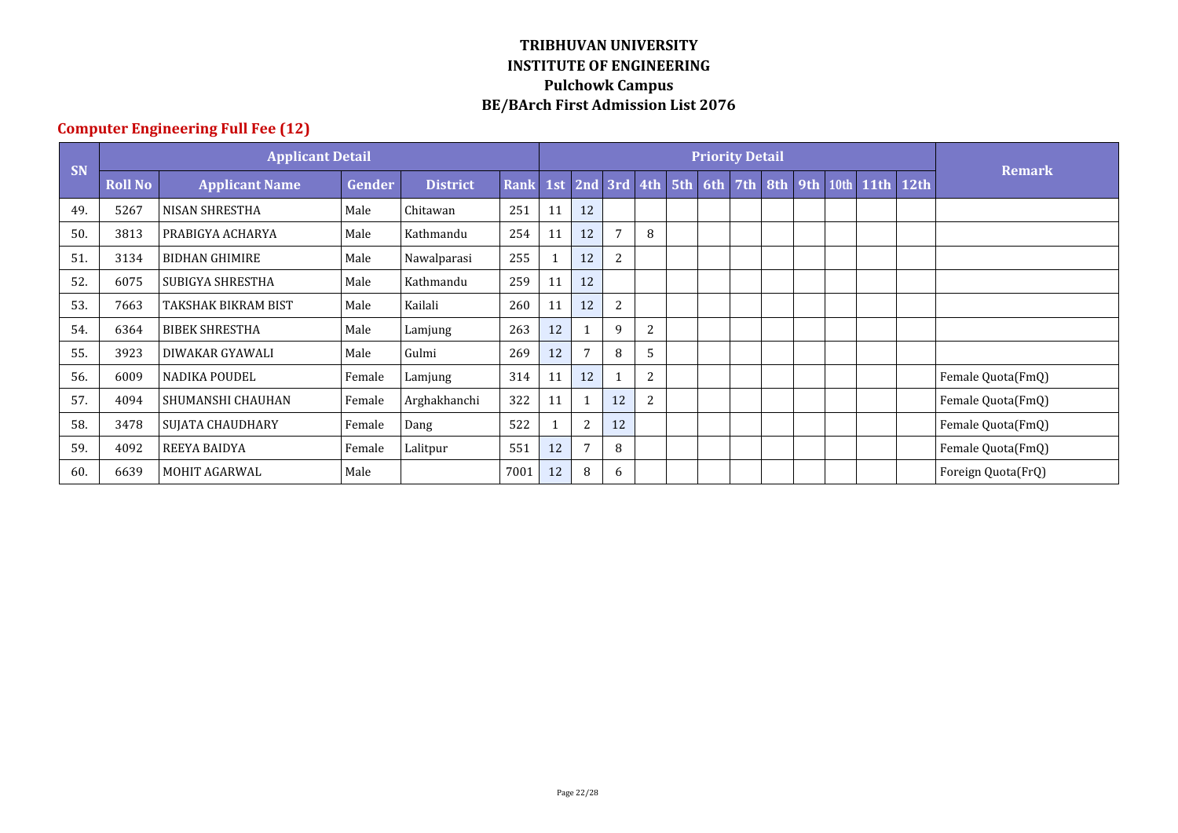**TRIBHUVAN UNIVERSITY**
**INSTITUTE OF ENGINEERING**
**Pulchowk Campus**
**BE/BArch First Admission List 2076**

## Computer Engineering Full Fee (12)

| SN | Applicant Detail | | | | | Priority Detail | | | | | | | | | | | | Remark |
|---|---|---|---|---|---|---|---|---|---|---|---|---|---|---|---|---|---|---|
| | Roll No | Applicant Name | Gender | District | Rank | 1st | 2nd | 3rd | 4th | 5th | 6th | 7th | 8th | 9th | 10th | 11th | 12th | |
| 49. | 5267 | NISAN SHRESTHA | Male | Chitawan | 251 | 11 | 12 | | | | | | | | | | | |
| 50. | 3813 | PRABIGYA ACHARYA | Male | Kathmandu | 254 | 11 | 12 | 7 | 8 | | | | | | | | | |
| 51. | 3134 | BIDHAN GHIMIRE | Male | Nawalparasi | 255 | 1 | 12 | 2 | | | | | | | | | | |
| 52. | 6075 | SUBIGYA SHRESTHA | Male | Kathmandu | 259 | 11 | 12 | | | | | | | | | | | |
| 53. | 7663 | TAKSHAK BIKRAM BIST | Male | Kailali | 260 | 11 | 12 | 2 | | | | | | | | | | |
| 54. | 6364 | BIBEK SHRESTHA | Male | Lamjung | 263 | 12 | 1 | 9 | 2 | | | | | | | | | |
| 55. | 3923 | DIWAKAR GYAWALI | Male | Gulmi | 269 | 12 | 7 | 8 | 5 | | | | | | | | | |
| 56. | 6009 | NADIKA POUDEL | Female | Lamjung | 314 | 11 | 12 | 1 | 2 | | | | | | | | | Female Quota(FmQ) |
| 57. | 4094 | SHUMANSHI CHAUHAN | Female | Arghakhanchi | 322 | 11 | 1 | 12 | 2 | | | | | | | | | Female Quota(FmQ) |
| 58. | 3478 | SUJATA CHAUDHARY | Female | Dang | 522 | 1 | 2 | 12 | | | | | | | | | | Female Quota(FmQ) |
| 59. | 4092 | REEYA BAIDYA | Female | Lalitpur | 551 | 12 | 7 | 8 | | | | | | | | | | Female Quota(FmQ) |
| 60. | 6639 | MOHIT AGARWAL | Male | | 7001 | 12 | 8 | 6 | | | | | | | | | | Foreign Quota(FrQ) |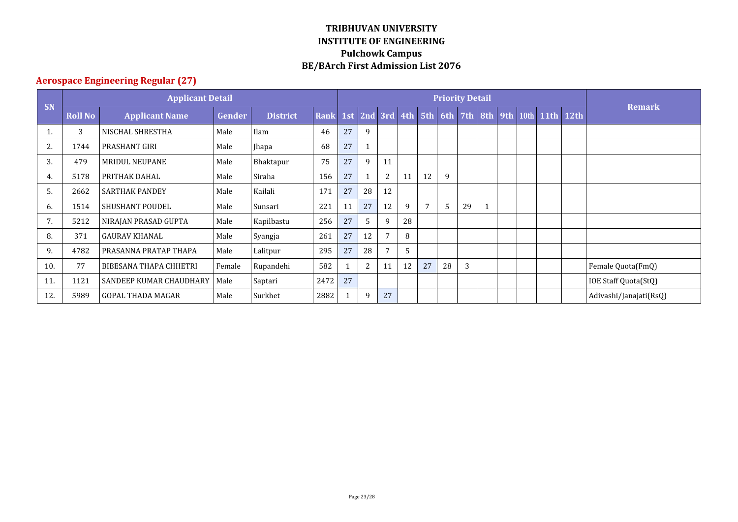# TRIBHUVAN UNIVERSITY
# INSTITUTE OF ENGINEERING
# Pulchowk Campus
# BE/BArch First Admission List 2076

## Aerospace Engineering Regular (27)

| SN | Applicant Detail | | | | | Priority Detail | | | | | | | | | | | | Remark |
|---|---|---|---|---|---|---|---|---|---|---|---|---|---|---|---|---|---|---|
| | Roll No | Applicant Name | Gender | District | Rank | 1st | 2nd | 3rd | 4th | 5th | 6th | 7th | 8th | 9th | 10th | 11th | 12th | |
| 1. | 3 | NISCHAL SHRESTHA | Male | Ilam | 46 | 27 | 9 | | | | | | | | | | | |
| 2. | 1744 | PRASHANT GIRI | Male | Jhapa | 68 | 27 | 1 | | | | | | | | | | | |
| 3. | 479 | MRIDUL NEUPANE | Male | Bhaktapur | 75 | 27 | 9 | 11 | | | | | | | | | | |
| 4. | 5178 | PRITHAK DAHAL | Male | Siraha | 156 | 27 | 1 | 2 | 11 | 12 | 9 | | | | | | | |
| 5. | 2662 | SARTHAK PANDEY | Male | Kailali | 171 | 27 | 28 | 12 | | | | | | | | | | |
| 6. | 1514 | SHUSHANT POUDEL | Male | Sunsari | 221 | 11 | 27 | 12 | 9 | 7 | 5 | 29 | 1 | | | | | |
| 7. | 5212 | NIRAJAN PRASAD GUPTA | Male | Kapilbastu | 256 | 27 | 5 | 9 | 28 | | | | | | | | | |
| 8. | 371 | GAURAV KHANAL | Male | Syangja | 261 | 27 | 12 | 7 | 8 | | | | | | | | | |
| 9. | 4782 | PRASANNA PRATAP THAPA | Male | Lalitpur | 295 | 27 | 28 | 7 | 5 | | | | | | | | | |
| 10. | 77 | BIBESANA THAPA CHHETRI | Female | Rupandehi | 582 | 1 | 2 | 11 | 12 | 27 | 28 | 3 | | | | | | Female Quota(FmQ) |
| 11. | 1121 | SANDEEP KUMAR CHAUDHARY | Male | Saptari | 2472 | 27 | | | | | | | | | | | | IOE Staff Quota(StQ) |
| 12. | 5989 | GOPAL THADA MAGAR | Male | Surkhet | 2882 | 1 | 9 | 27 | | | | | | | | | | Adivashi/Janajati(RsQ) |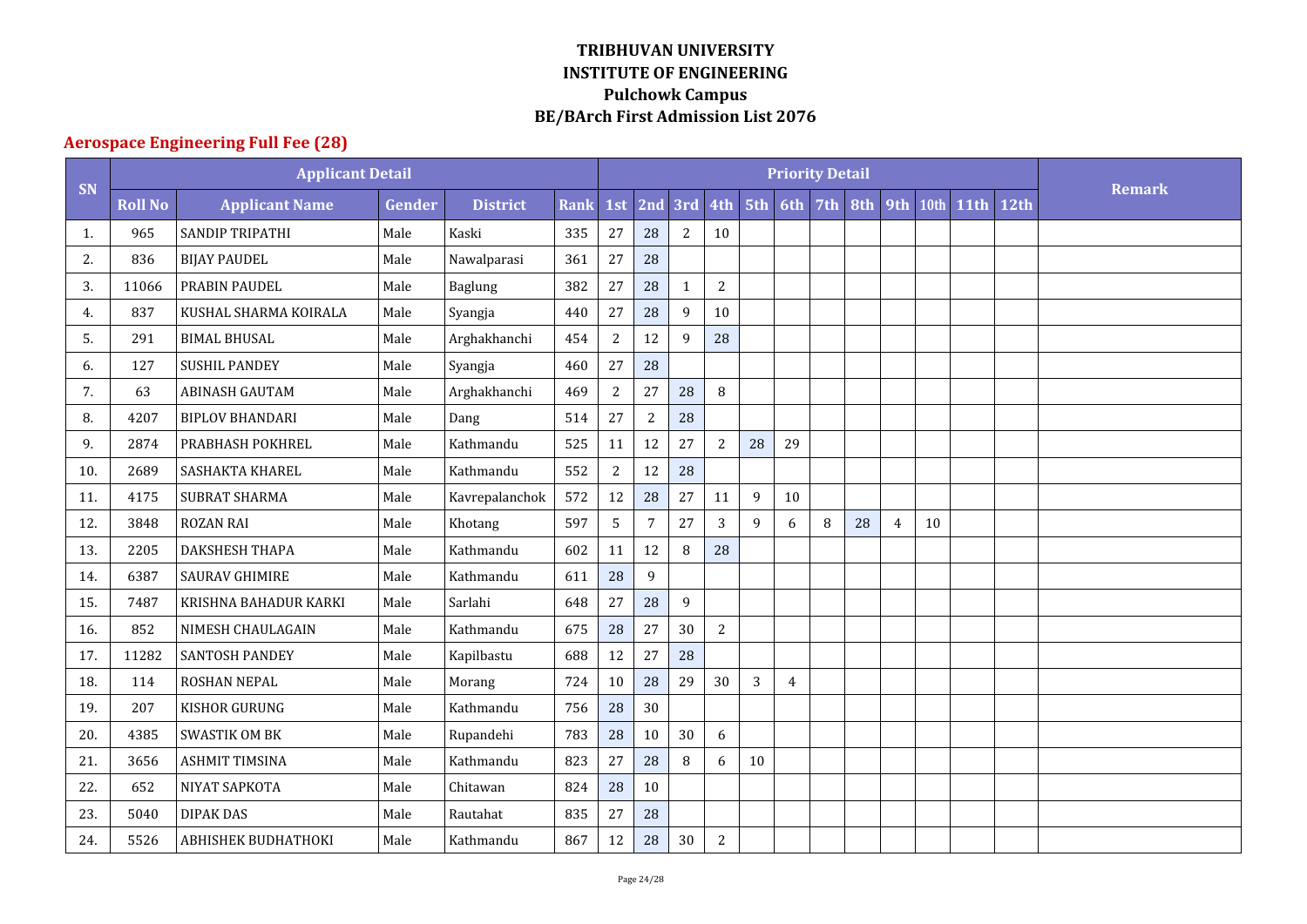# TRIBHUVAN UNIVERSITY
# INSTITUTE OF ENGINEERING
# Pulchowk Campus
# BE/BArch First Admission List 2076

## Aerospace Engineering Full Fee (28)

| SN | Applicant Detail | | | | | Priority Detail | | | | | | | | | | | | Remark |
|---|---|---|---|---|---|---|---|---|---|---|---|---|---|---|---|---|---|---|
| | Roll No | Applicant Name | Gender | District | Rank | 1st | 2nd | 3rd | 4th | 5th | 6th | 7th | 8th | 9th | 10th | 11th | 12th | |
| 1. | 965 | SANDIP TRIPATHI | Male | Kaski | 335 | 27 | 28 | 2 | 10 | | | | | | | | | |
| 2. | 836 | BIJAY PAUDEL | Male | Nawalparasi | 361 | 27 | 28 | | | | | | | | | | | |
| 3. | 11066 | PRABIN PAUDEL | Male | Baglung | 382 | 27 | 28 | 1 | 2 | | | | | | | | | |
| 4. | 837 | KUSHAL SHARMA KOIRALA | Male | Syangja | 440 | 27 | 28 | 9 | 10 | | | | | | | | | |
| 5. | 291 | BIMAL BHUSAL | Male | Arghakhanchi | 454 | 2 | 12 | 9 | 28 | | | | | | | | | |
| 6. | 127 | SUSHIL PANDEY | Male | Syangja | 460 | 27 | 28 | | | | | | | | | | | |
| 7. | 63 | ABINASH GAUTAM | Male | Arghakhanchi | 469 | 2 | 27 | 28 | 8 | | | | | | | | | |
| 8. | 4207 | BIPLOV BHANDARI | Male | Dang | 514 | 27 | 2 | 28 | | | | | | | | | | |
| 9. | 2874 | PRABHASH POKHREL | Male | Kathmandu | 525 | 11 | 12 | 27 | 2 | 28 | 29 | | | | | | | |
| 10. | 2689 | SASHAKTA KHAREL | Male | Kathmandu | 552 | 2 | 12 | 28 | | | | | | | | | | |
| 11. | 4175 | SUBRAT SHARMA | Male | Kavrepalanchok | 572 | 12 | 28 | 27 | 11 | 9 | 10 | | | | | | | |
| 12. | 3848 | ROZAN RAI | Male | Khotang | 597 | 5 | 7 | 27 | 3 | 9 | 6 | 8 | 28 | 4 | 10 | | | |
| 13. | 2205 | DAKSHESH THAPA | Male | Kathmandu | 602 | 11 | 12 | 8 | 28 | | | | | | | | | |
| 14. | 6387 | SAURAV GHIMIRE | Male | Kathmandu | 611 | 28 | 9 | | | | | | | | | | | |
| 15. | 7487 | KRISHNA BAHADUR KARKI | Male | Sarlahi | 648 | 27 | 28 | 9 | | | | | | | | | | |
| 16. | 852 | NIMESH CHAULAGAIN | Male | Kathmandu | 675 | 28 | 27 | 30 | 2 | | | | | | | | | |
| 17. | 11282 | SANTOSH PANDEY | Male | Kapilbastu | 688 | 12 | 27 | 28 | | | | | | | | | | |
| 18. | 114 | ROSHAN NEPAL | Male | Morang | 724 | 10 | 28 | 29 | 30 | 3 | 4 | | | | | | | |
| 19. | 207 | KISHOR GURUNG | Male | Kathmandu | 756 | 28 | 30 | | | | | | | | | | | |
| 20. | 4385 | SWASTIK OM BK | Male | Rupandehi | 783 | 28 | 10 | 30 | 6 | | | | | | | | | |
| 21. | 3656 | ASHMIT TIMSINA | Male | Kathmandu | 823 | 27 | 28 | 8 | 6 | 10 | | | | | | | | |
| 22. | 652 | NIYAT SAPKOTA | Male | Chitawan | 824 | 28 | 10 | | | | | | | | | | | |
| 23. | 5040 | DIPAK DAS | Male | Rautahat | 835 | 27 | 28 | | | | | | | | | | | |
| 24. | 5526 | ABHISHEK BUDHATHOKI | Male | Kathmandu | 867 | 12 | 28 | 30 | 2 | | | | | | | | | |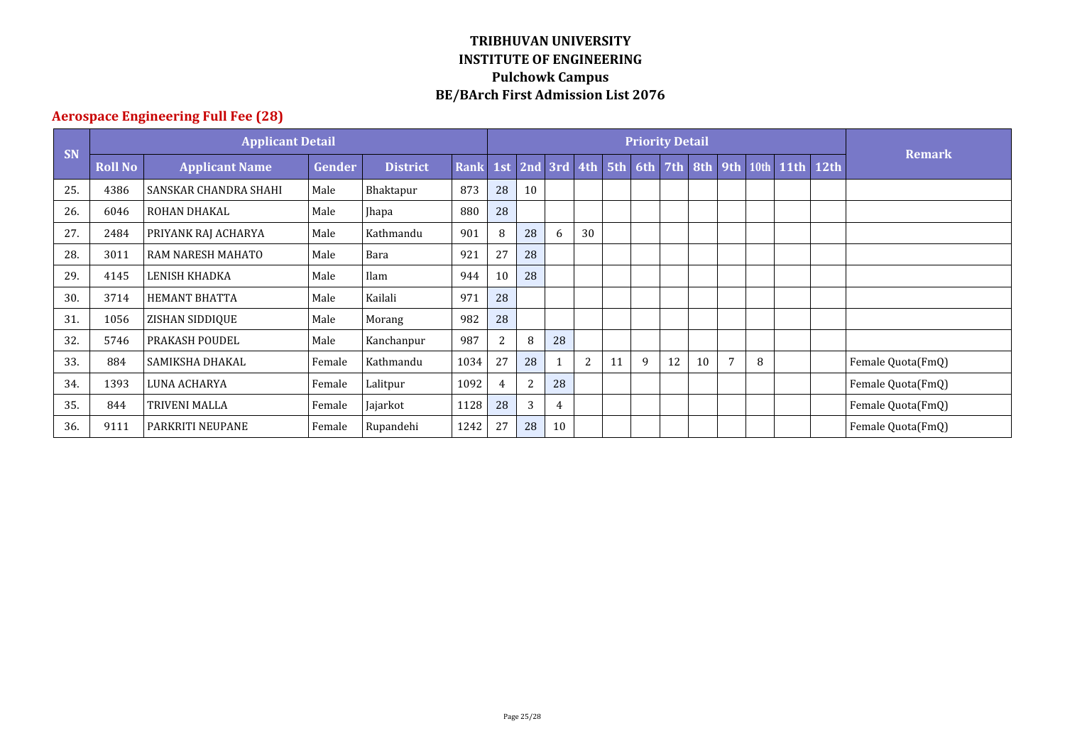# TRIBHUVAN UNIVERSITY
# INSTITUTE OF ENGINEERING
# Pulchowk Campus
# BE/BArch First Admission List 2076

## Aerospace Engineering Full Fee (28)

| SN | Applicant Detail | | | | | Priority Detail | | | | | | | | | | | | Remark |
|---|---|---|---|---|---|---|---|---|---|---|---|---|---|---|---|---|---|---|
| | Roll No | Applicant Name | Gender | District | Rank | 1st | 2nd | 3rd | 4th | 5th | 6th | 7th | 8th | 9th | 10th | 11th | 12th | |
| 25. | 4386 | SANSKAR CHANDRA SHAHI | Male | Bhaktapur | 873 | 28 | 10 | | | | | | | | | | | |
| 26. | 6046 | ROHAN DHAKAL | Male | Jhapa | 880 | 28 | | | | | | | | | | | | |
| 27. | 2484 | PRIYANK RAJ ACHARYA | Male | Kathmandu | 901 | 8 | 28 | 6 | 30 | | | | | | | | | |
| 28. | 3011 | RAM NARESH MAHATO | Male | Bara | 921 | 27 | 28 | | | | | | | | | | | |
| 29. | 4145 | LENISH KHADKA | Male | Ilam | 944 | 10 | 28 | | | | | | | | | | | |
| 30. | 3714 | HEMANT BHATTA | Male | Kailali | 971 | 28 | | | | | | | | | | | | |
| 31. | 1056 | ZISHAN SIDDIQUE | Male | Morang | 982 | 28 | | | | | | | | | | | | |
| 32. | 5746 | PRAKASH POUDEL | Male | Kanchanpur | 987 | 2 | 8 | 28 | | | | | | | | | | |
| 33. | 884 | SAMIKSHA DHAKAL | Female | Kathmandu | 1034 | 27 | 28 | 1 | 2 | 11 | 9 | 12 | 10 | 7 | 8 | | | Female Quota(FmQ) |
| 34. | 1393 | LUNA ACHARYA | Female | Lalitpur | 1092 | 4 | 2 | 28 | | | | | | | | | | Female Quota(FmQ) |
| 35. | 844 | TRIVENI MALLA | Female | Jajarkot | 1128 | 28 | 3 | 4 | | | | | | | | | | Female Quota(FmQ) |
| 36. | 9111 | PARKRITI NEUPANE | Female | Rupandehi | 1242 | 27 | 28 | 10 | | | | | | | | | | Female Quota(FmQ) |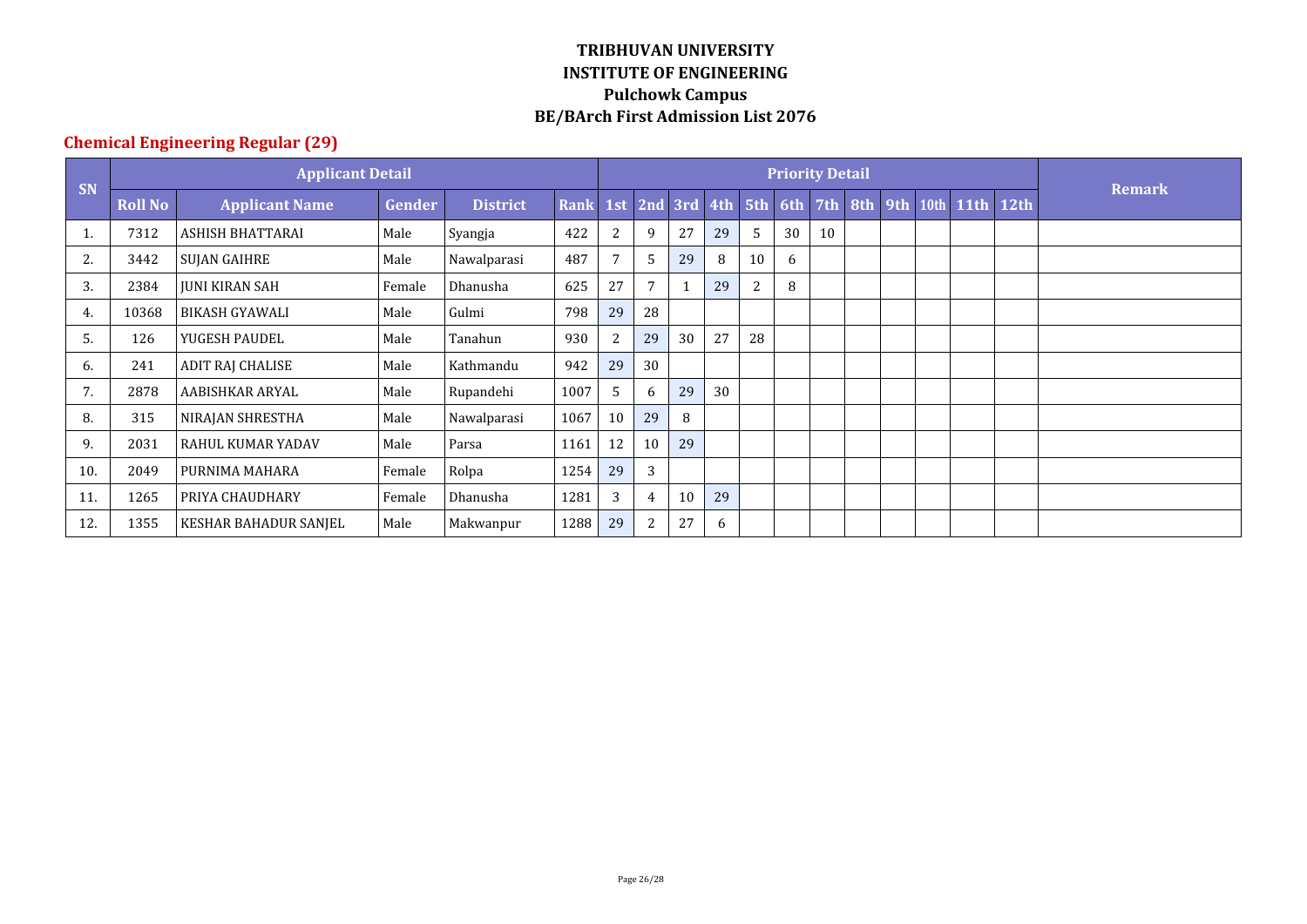**TRIBHUVAN UNIVERSITY**
**INSTITUTE OF ENGINEERING**
**Pulchowk Campus**
**BE/BArch First Admission List 2076**

## Chemical Engineering Regular (29)

| SN | Applicant Detail | | | | | Priority Detail | | | | | | | | | | | | Remark |
|---|---|---|---|---|---|---|---|---|---|---|---|---|---|---|---|---|---|---|
| | Roll No | Applicant Name | Gender | District | Rank | 1st | 2nd | 3rd | 4th | 5th | 6th | 7th | 8th | 9th | 10th | 11th | 12th | |
| 1. | 7312 | ASHISH BHATTARAI | Male | Syangja | 422 | 2 | 9 | 27 | 29 | 5 | 30 | 10 | | | | | | |
| 2. | 3442 | SUJAN GAIHRE | Male | Nawalparasi | 487 | 7 | 5 | 29 | 8 | 10 | 6 | | | | | | | |
| 3. | 2384 | JUNI KIRAN SAH | Female | Dhanusha | 625 | 27 | 7 | 1 | 29 | 2 | 8 | | | | | | | |
| 4. | 10368 | BIKASH GYAWALI | Male | Gulmi | 798 | 29 | 28 | | | | | | | | | | | |
| 5. | 126 | YUGESH PAUDEL | Male | Tanahun | 930 | 2 | 29 | 30 | 27 | 28 | | | | | | | | |
| 6. | 241 | ADIT RAJ CHALISE | Male | Kathmandu | 942 | 29 | 30 | | | | | | | | | | | |
| 7. | 2878 | AABISHKAR ARYAL | Male | Rupandehi | 1007 | 5 | 6 | 29 | 30 | | | | | | | | | |
| 8. | 315 | NIRAJAN SHRESTHA | Male | Nawalparasi | 1067 | 10 | 29 | 8 | | | | | | | | | | |
| 9. | 2031 | RAHUL KUMAR YADAV | Male | Parsa | 1161 | 12 | 10 | 29 | | | | | | | | | | |
| 10. | 2049 | PURNIMA MAHARA | Female | Rolpa | 1254 | 29 | 3 | | | | | | | | | | | |
| 11. | 1265 | PRIYA CHAUDHARY | Female | Dhanusha | 1281 | 3 | 4 | 10 | 29 | | | | | | | | | |
| 12. | 1355 | KESHAR BAHADUR SANJEL | Male | Makwanpur | 1288 | 29 | 2 | 27 | 6 | | | | | | | | | |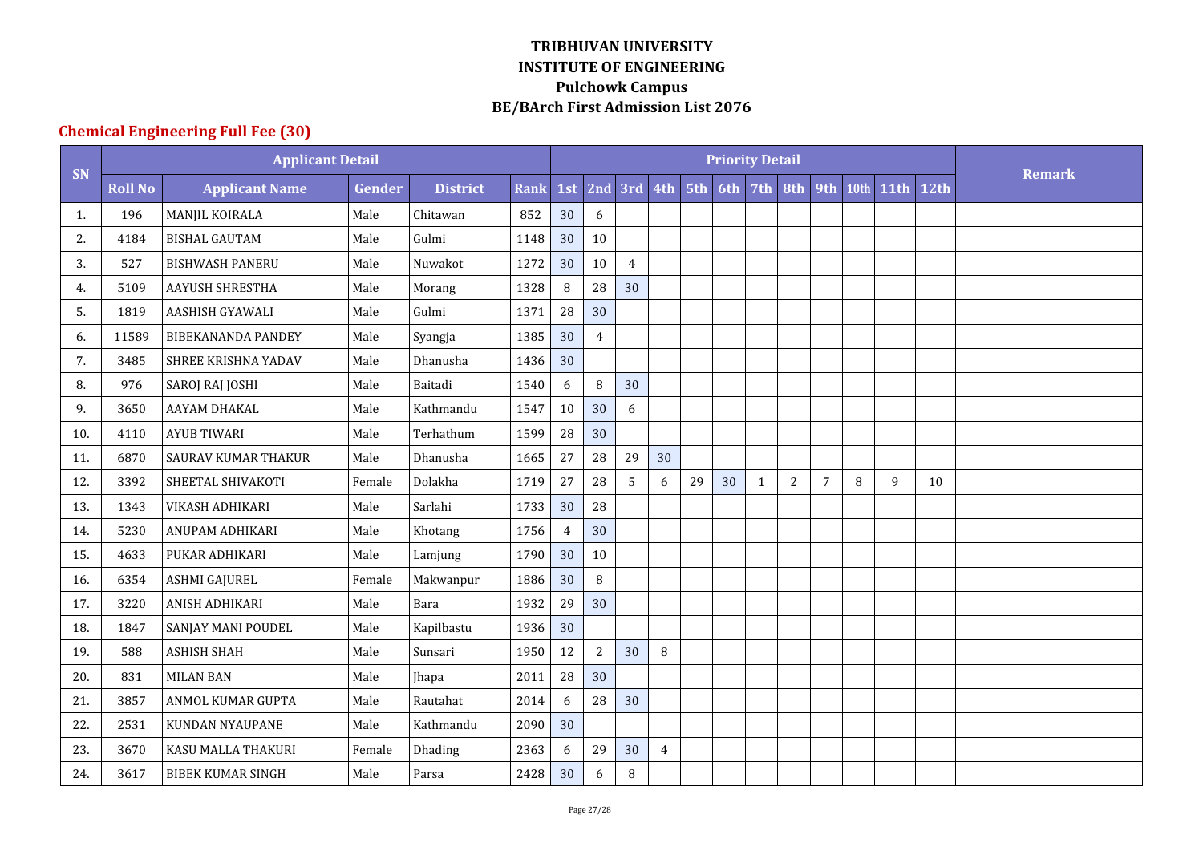**TRIBHUVAN UNIVERSITY**
**INSTITUTE OF ENGINEERING**
**Pulchowk Campus**
**BE/BArch First Admission List 2076**

## Chemical Engineering Full Fee (30)

| SN | Applicant Detail | | | | | Priority Detail | | | | | | | | | | | | Remark |
|---|---|---|---|---|---|---|---|---|---|---|---|---|---|---|---|---|---|---|
| | Roll No | Applicant Name | Gender | District | Rank | 1st | 2nd | 3rd | 4th | 5th | 6th | 7th | 8th | 9th | 10th | 11th | 12th | |
| 1. | 196 | MANJIL KOIRALA | Male | Chitawan | 852 | 30 | 6 | | | | | | | | | | | |
| 2. | 4184 | BISHAL GAUTAM | Male | Gulmi | 1148 | 30 | 10 | | | | | | | | | | | |
| 3. | 527 | BISHWASH PANERU | Male | Nuwakot | 1272 | 30 | 10 | 4 | | | | | | | | | | |
| 4. | 5109 | AAYUSH SHRESTHA | Male | Morang | 1328 | 8 | 28 | 30 | | | | | | | | | | |
| 5. | 1819 | AASHISH GYAWALI | Male | Gulmi | 1371 | 28 | 30 | | | | | | | | | | | |
| 6. | 11589 | BIBEKANANDA PANDEY | Male | Syangja | 1385 | 30 | 4 | | | | | | | | | | | |
| 7. | 3485 | SHREE KRISHNA YADAV | Male | Dhanusha | 1436 | 30 | | | | | | | | | | | | |
| 8. | 976 | SAROJ RAJ JOSHI | Male | Baitadi | 1540 | 6 | 8 | 30 | | | | | | | | | | |
| 9. | 3650 | AAYAM DHAKAL | Male | Kathmandu | 1547 | 10 | 30 | 6 | | | | | | | | | | |
| 10. | 4110 | AYUB TIWARI | Male | Terhathum | 1599 | 28 | 30 | | | | | | | | | | | |
| 11. | 6870 | SAURAV KUMAR THAKUR | Male | Dhanusha | 1665 | 27 | 28 | 29 | 30 | | | | | | | | | |
| 12. | 3392 | SHEETAL SHIVAKOTI | Female | Dolakha | 1719 | 27 | 28 | 5 | 6 | 29 | 30 | 1 | 2 | 7 | 8 | 9 | 10 | |
| 13. | 1343 | VIKASH ADHIKARI | Male | Sarlahi | 1733 | 30 | 28 | | | | | | | | | | | |
| 14. | 5230 | ANUPAM ADHIKARI | Male | Khotang | 1756 | 4 | 30 | | | | | | | | | | | |
| 15. | 4633 | PUKAR ADHIKARI | Male | Lamjung | 1790 | 30 | 10 | | | | | | | | | | | |
| 16. | 6354 | ASHMI GAJUREL | Female | Makwanpur | 1886 | 30 | 8 | | | | | | | | | | | |
| 17. | 3220 | ANISH ADHIKARI | Male | Bara | 1932 | 29 | 30 | | | | | | | | | | | |
| 18. | 1847 | SANJAY MANI POUDEL | Male | Kapilbastu | 1936 | 30 | | | | | | | | | | | | |
| 19. | 588 | ASHISH SHAH | Male | Sunsari | 1950 | 12 | 2 | 30 | 8 | | | | | | | | | |
| 20. | 831 | MILAN BAN | Male | Jhapa | 2011 | 28 | 30 | | | | | | | | | | | |
| 21. | 3857 | ANMOL KUMAR GUPTA | Male | Rautahat | 2014 | 6 | 28 | 30 | | | | | | | | | | |
| 22. | 2531 | KUNDAN NYAUPANE | Male | Kathmandu | 2090 | 30 | | | | | | | | | | | | |
| 23. | 3670 | KASU MALLA THAKURI | Female | Dhading | 2363 | 6 | 29 | 30 | 4 | | | | | | | | | |
| 24. | 3617 | BIBEK KUMAR SINGH | Male | Parsa | 2428 | 30 | 6 | 8 | | | | | | | | | | |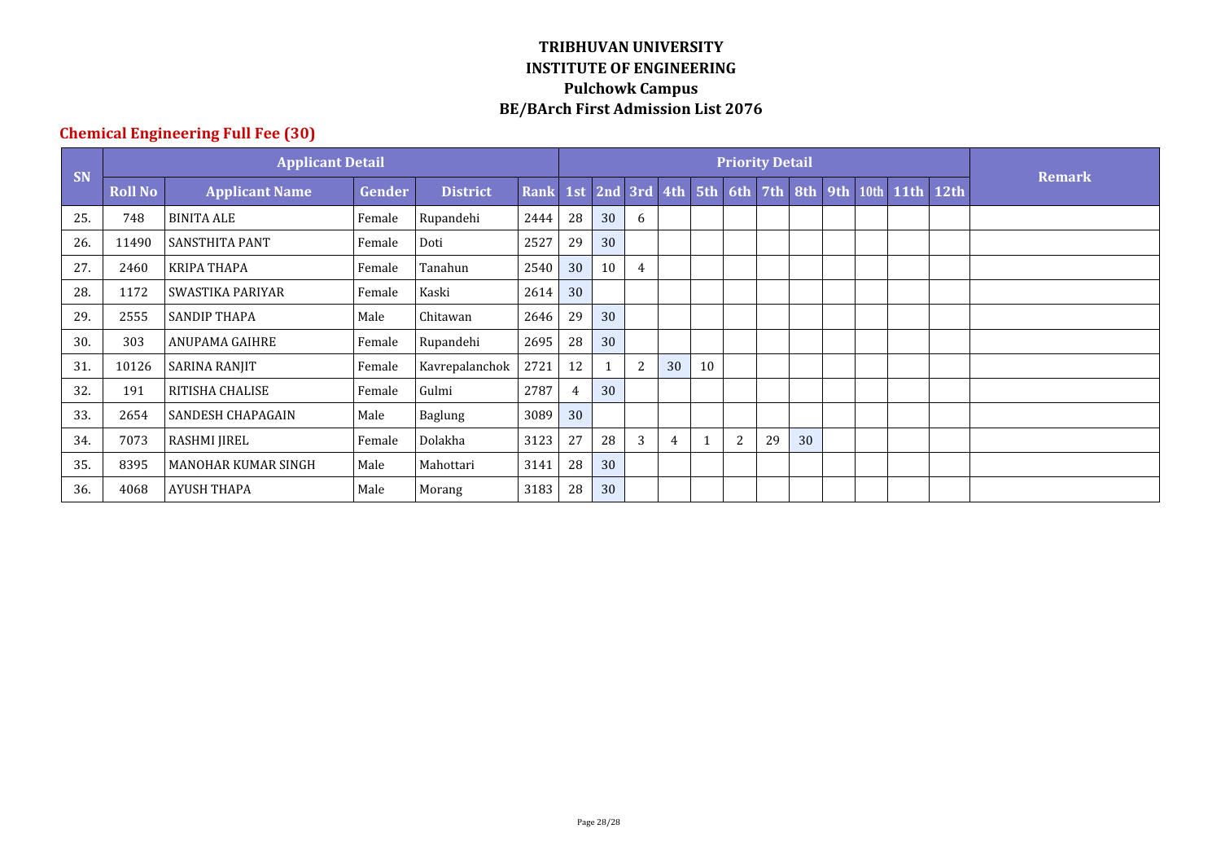# TRIBHUVAN UNIVERSITY
# INSTITUTE OF ENGINEERING
# Pulchowk Campus
# BE/BArch First Admission List 2076

## Chemical Engineering Full Fee (30)

| SN | Applicant Detail | | | | | Priority Detail | | | | | | | | | | | | Remark |
|---|---|---|---|---|---|---|---|---|---|---|---|---|---|---|---|---|---|---|
| | Roll No | Applicant Name | Gender | District | Rank | 1st | 2nd | 3rd | 4th | 5th | 6th | 7th | 8th | 9th | 10th | 11th | 12th | |
| 25. | 748 | BINITA ALE | Female | Rupandehi | 2444 | 28 | 30 | 6 | | | | | | | | | | |
| 26. | 11490 | SANSTHITA PANT | Female | Doti | 2527 | 29 | 30 | | | | | | | | | | | |
| 27. | 2460 | KRIPA THAPA | Female | Tanahun | 2540 | 30 | 10 | 4 | | | | | | | | | | |
| 28. | 1172 | SWASTIKA PARIYAR | Female | Kaski | 2614 | 30 | | | | | | | | | | | | |
| 29. | 2555 | SANDIP THAPA | Male | Chitawan | 2646 | 29 | 30 | | | | | | | | | | | |
| 30. | 303 | ANUPAMA GAIHRE | Female | Rupandehi | 2695 | 28 | 30 | | | | | | | | | | | |
| 31. | 10126 | SARINA RANJIT | Female | Kavrepalanchok | 2721 | 12 | 1 | 2 | 30 | 10 | | | | | | | | |
| 32. | 191 | RITISHA CHALISE | Female | Gulmi | 2787 | 4 | 30 | | | | | | | | | | | |
| 33. | 2654 | SANDESH CHAPAGAIN | Male | Baglung | 3089 | 30 | | | | | | | | | | | | |
| 34. | 7073 | RASHMI JIREL | Female | Dolakha | 3123 | 27 | 28 | 3 | 4 | 1 | 2 | 29 | 30 | | | | | |
| 35. | 8395 | MANOHAR KUMAR SINGH | Male | Mahottari | 3141 | 28 | 30 | | | | | | | | | | | |
| 36. | 4068 | AYUSH THAPA | Male | Morang | 3183 | 28 | 30 | | | | | | | | | | | |